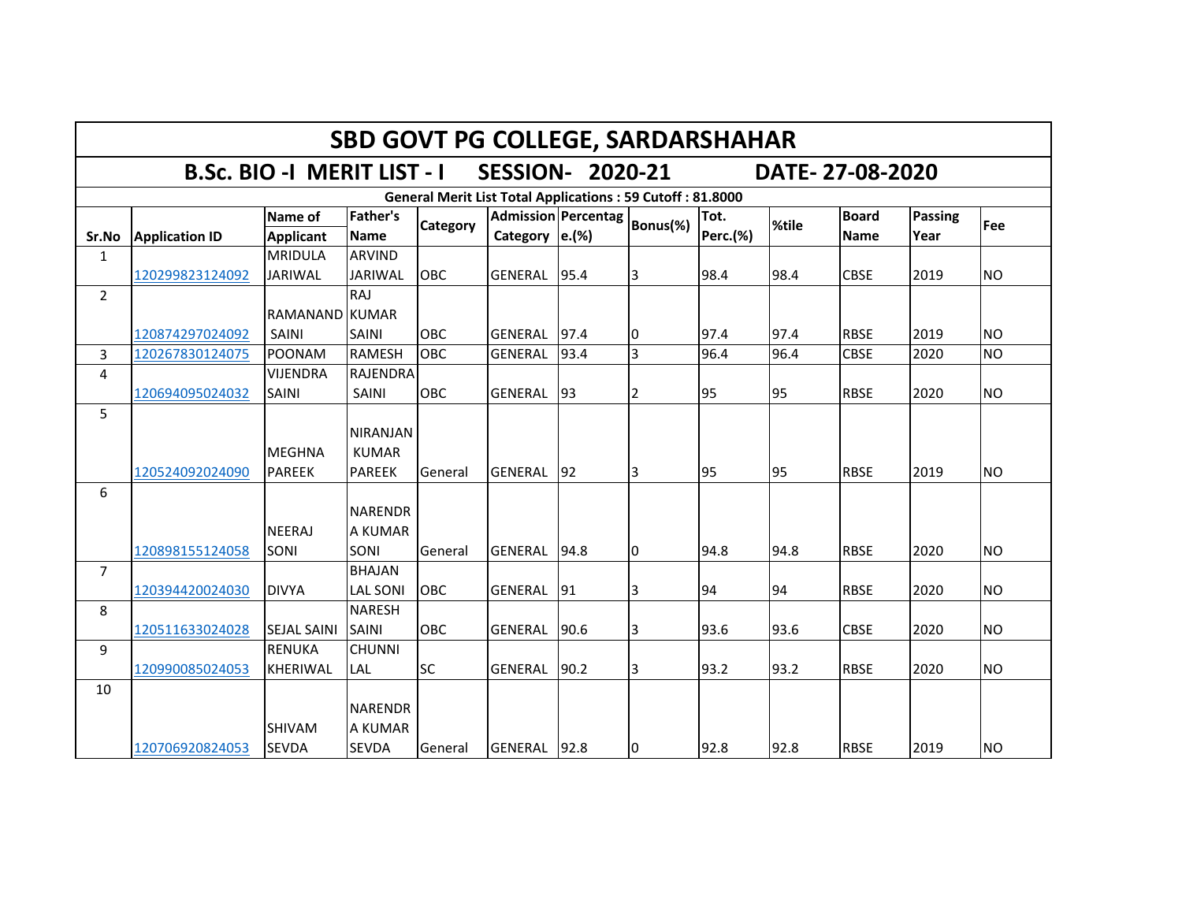# SBD GOVT PG COLLEGE, SARDARSHAHAR

## B.Sc. BIO -I MERIT LIST - I SESSION- 2020-21 DATE- 27-08-2020

**General Merit List Total Applications : 59 Cutoff : 81.8000**

| Sr.No | Application ID | Name of Applicant | Father's Name | Category | Admission Category | Percentage.(%) | Bonus(%) | Tot. Perc.(%) | %tile | Board Name | Passing Year | Fee |
|---|---|---|---|---|---|---|---|---|---|---|---|---|
| 1 | 120299823124092 | MRIDULA JARIWAL | ARVIND JARIWAL | OBC | GENERAL | 95.4 | 3 | 98.4 | 98.4 | CBSE | 2019 | NO |
| 2 | 120874297024092 | RAMANAND SAINI | RAJ KUMAR SAINI | OBC | GENERAL | 97.4 | 0 | 97.4 | 97.4 | RBSE | 2019 | NO |
| 3 | 120267830124075 | POONAM | RAMESH | OBC | GENERAL | 93.4 | 3 | 96.4 | 96.4 | CBSE | 2020 | NO |
| 4 | 120694095024032 | VIJENDRA SAINI | RAJENDRA SAINI | OBC | GENERAL | 93 | 2 | 95 | 95 | RBSE | 2020 | NO |
| 5 | 120524092024090 | MEGHNA PAREEK | NIRANJAN KUMAR PAREEK | General | GENERAL | 92 | 3 | 95 | 95 | RBSE | 2019 | NO |
| 6 | 120898155124058 | NEERAJ SONI | NARENDRA KUMAR SONI | General | GENERAL | 94.8 | 0 | 94.8 | 94.8 | RBSE | 2020 | NO |
| 7 | 120394420024030 | DIVYA | BHAJAN LAL SONI | OBC | GENERAL | 91 | 3 | 94 | 94 | RBSE | 2020 | NO |
| 8 | 120511633024028 | SEJAL SAINI | NARESH SAINI | OBC | GENERAL | 90.6 | 3 | 93.6 | 93.6 | CBSE | 2020 | NO |
| 9 | 120990085024053 | RENUKA KHERIWAL | CHUNNI LAL | SC | GENERAL | 90.2 | 3 | 93.2 | 93.2 | RBSE | 2020 | NO |
| 10 | 120706920824053 | SHIVAM SEVDA | NARENDRA KUMAR SEVDA | General | GENERAL | 92.8 | 0 | 92.8 | 92.8 | RBSE | 2019 | NO |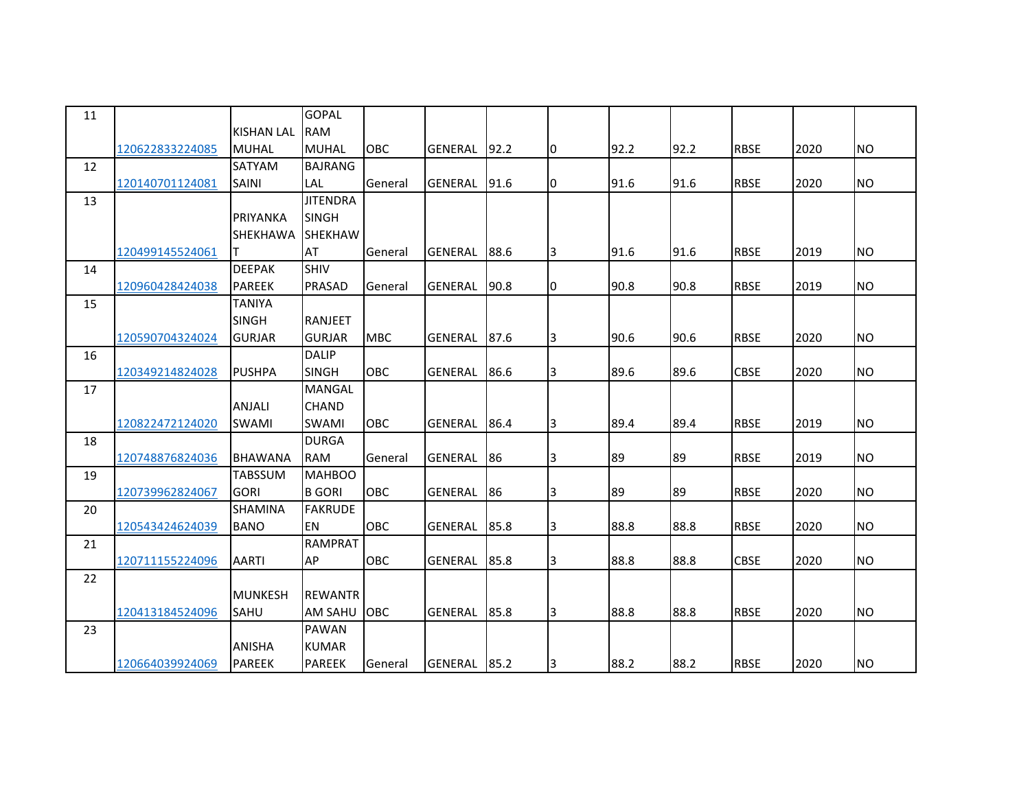| 11 | 120622833224085 | KISHAN LAL MUHAL | GOPAL RAM MUHAL | OBC | GENERAL | 92.2 | 0 | 92.2 | 92.2 | RBSE | 2020 | NO |
|---|---|---|---|---|---|---|---|---|---|---|---|---|
| 12 | 120140701124081 | SATYAM SAINI | BAJRANG LAL | General | GENERAL | 91.6 | 0 | 91.6 | 91.6 | RBSE | 2020 | NO |
| 13 | 120499145524061 | PRIYANKA SHEKHAWAT | JITENDRA SINGH SHEKHAWAT | General | GENERAL | 88.6 | 3 | 91.6 | 91.6 | RBSE | 2019 | NO |
| 14 | 120960428424038 | DEEPAK PAREEK | SHIV PRASAD | General | GENERAL | 90.8 | 0 | 90.8 | 90.8 | RBSE | 2019 | NO |
| 15 | 120590704324024 | TANIYA SINGH GURJAR | RANJEET GURJAR | MBC | GENERAL | 87.6 | 3 | 90.6 | 90.6 | RBSE | 2020 | NO |
| 16 | 120349214824028 | PUSHPA | DALIP SINGH | OBC | GENERAL | 86.6 | 3 | 89.6 | 89.6 | CBSE | 2020 | NO |
| 17 | 120822472124020 | ANJALI SWAMI | MANGAL CHAND SWAMI | OBC | GENERAL | 86.4 | 3 | 89.4 | 89.4 | RBSE | 2019 | NO |
| 18 | 120748876824036 | BHAWANA | DURGA RAM | General | GENERAL | 86 | 3 | 89 | 89 | RBSE | 2019 | NO |
| 19 | 120739962824067 | TABSSUM GORI | MAHBOOB GORI | OBC | GENERAL | 86 | 3 | 89 | 89 | RBSE | 2020 | NO |
| 20 | 120543424624039 | SHAMINA BANO | FAKRUDEEN | OBC | GENERAL | 85.8 | 3 | 88.8 | 88.8 | RBSE | 2020 | NO |
| 21 | 120711155224096 | AARTI | RAMPRATAP | OBC | GENERAL | 85.8 | 3 | 88.8 | 88.8 | CBSE | 2020 | NO |
| 22 | 120413184524096 | MUNKESH SAHU | REWANTRAM SAHU | OBC | GENERAL | 85.8 | 3 | 88.8 | 88.8 | RBSE | 2020 | NO |
| 23 | 120664039924069 | ANISHA PAREEK | PAWAN KUMAR PAREEK | General | GENERAL | 85.2 | 3 | 88.2 | 88.2 | RBSE | 2020 | NO |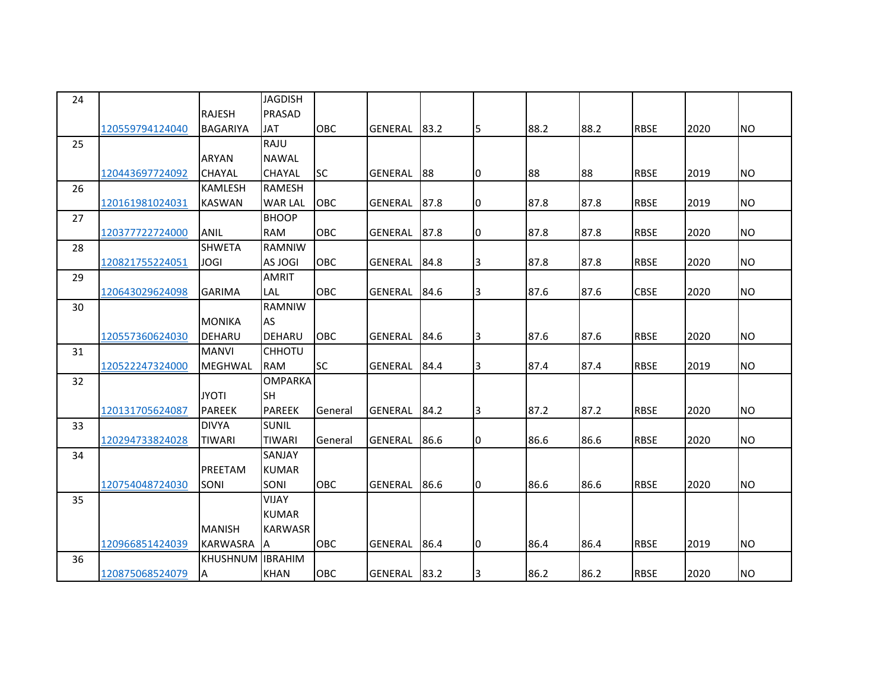| | | | | | | | | | | | | |
|---|---|---|---|---|---|---|---|---|---|---|---|---|
| 24 | 120559794124040 | RAJESH BAGARIYA | JAGDISH PRASAD JAT | OBC | GENERAL | 83.2 | 5 | 88.2 | 88.2 | RBSE | 2020 | NO |
| 25 | 120443697724092 | ARYAN CHAYAL | RAJU NAWAL CHAYAL | SC | GENERAL | 88 | 0 | 88 | 88 | RBSE | 2019 | NO |
| 26 | 120161981024031 | KAMLESH KASWAN | RAMESH WAR LAL | OBC | GENERAL | 87.8 | 0 | 87.8 | 87.8 | RBSE | 2019 | NO |
| 27 | 120377722724000 | ANIL | BHOOP RAM | OBC | GENERAL | 87.8 | 0 | 87.8 | 87.8 | RBSE | 2020 | NO |
| 28 | 120821755224051 | SHWETA JOGI | RAMNIW AS JOGI | OBC | GENERAL | 84.8 | 3 | 87.8 | 87.8 | RBSE | 2020 | NO |
| 29 | 120643029624098 | GARIMA | AMRIT LAL | OBC | GENERAL | 84.6 | 3 | 87.6 | 87.6 | CBSE | 2020 | NO |
| 30 | 120557360624030 | MONIKA DEHARU | RAMNIW AS DEHARU | OBC | GENERAL | 84.6 | 3 | 87.6 | 87.6 | RBSE | 2020 | NO |
| 31 | 120522247324000 | MANVI MEGHWAL | CHHOTU RAM | SC | GENERAL | 84.4 | 3 | 87.4 | 87.4 | RBSE | 2019 | NO |
| 32 | 120131705624087 | JYOTI PAREEK | OMPARKA SH PAREEK | General | GENERAL | 84.2 | 3 | 87.2 | 87.2 | RBSE | 2020 | NO |
| 33 | 120294733824028 | DIVYA TIWARI | SUNIL TIWARI | General | GENERAL | 86.6 | 0 | 86.6 | 86.6 | RBSE | 2020 | NO |
| 34 | 120754048724030 | PREETAM SONI | SANJAY KUMAR SONI | OBC | GENERAL | 86.6 | 0 | 86.6 | 86.6 | RBSE | 2020 | NO |
| 35 | 120966851424039 | MANISH KARWASRA | VIJAY KUMAR KARWASR A | OBC | GENERAL | 86.4 | 0 | 86.4 | 86.4 | RBSE | 2019 | NO |
| 36 | 120875068524079 | KHUSHNUM A | IBRAHIM KHAN | OBC | GENERAL | 83.2 | 3 | 86.2 | 86.2 | RBSE | 2020 | NO |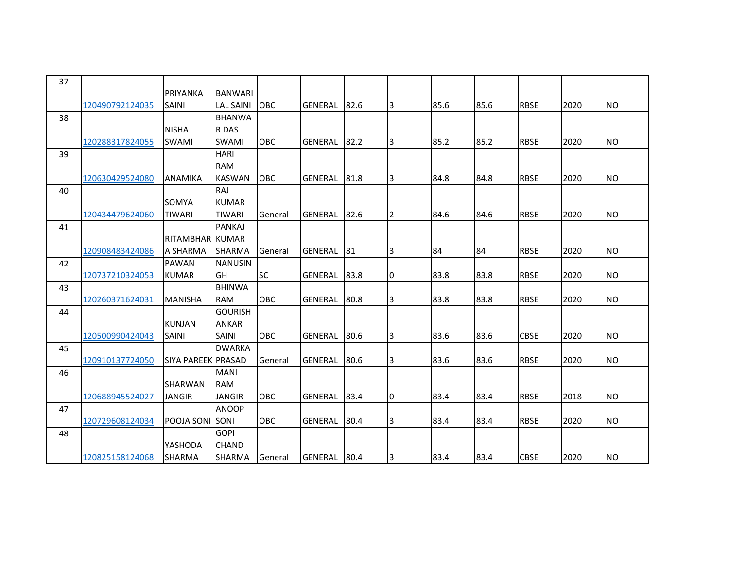| | | | | | | | | | | | | |
|---|---|---|---|---|---|---|---|---|---|---|---|---|
| 37 | 120490792124035 | PRIYANKA SAINI | BANWARI LAL SAINI | OBC | GENERAL | 82.6 | 3 | 85.6 | 85.6 | RBSE | 2020 | NO |
| 38 | 120288317824055 | NISHA SWAMI | BHANWAR DAS SWAMI | OBC | GENERAL | 82.2 | 3 | 85.2 | 85.2 | RBSE | 2020 | NO |
| 39 | 120630429524080 | ANAMIKA | HARI RAM KASWAN | OBC | GENERAL | 81.8 | 3 | 84.8 | 84.8 | RBSE | 2020 | NO |
| 40 | 120434479624060 | SOMYA TIWARI | RAJ KUMAR TIWARI | General | GENERAL | 82.6 | 2 | 84.6 | 84.6 | RBSE | 2020 | NO |
| 41 | 120908483424086 | RITAMBHARA SHARMA | PANKAJ KUMAR SHARMA | General | GENERAL | 81 | 3 | 84 | 84 | RBSE | 2020 | NO |
| 42 | 120737210324053 | PAWAN KUMAR | NANUSINGH | SC | GENERAL | 83.8 | 0 | 83.8 | 83.8 | RBSE | 2020 | NO |
| 43 | 120260371624031 | MANISHA | BHINWA RAM | OBC | GENERAL | 80.8 | 3 | 83.8 | 83.8 | RBSE | 2020 | NO |
| 44 | 120500990424043 | KUNJAN SAINI | GOURISHANKAR SAINI | OBC | GENERAL | 80.6 | 3 | 83.6 | 83.6 | CBSE | 2020 | NO |
| 45 | 120910137724050 | SIYA PAREEK | DWARKA PRASAD | General | GENERAL | 80.6 | 3 | 83.6 | 83.6 | RBSE | 2020 | NO |
| 46 | 120688945524027 | SHARWAN JANGIR | MANI RAM JANGIR | OBC | GENERAL | 83.4 | 0 | 83.4 | 83.4 | RBSE | 2018 | NO |
| 47 | 120729608124034 | POOJA SONI | ANOOP SONI | OBC | GENERAL | 80.4 | 3 | 83.4 | 83.4 | RBSE | 2020 | NO |
| 48 | 120825158124068 | YASHODA SHARMA | GOPI CHAND SHARMA | General | GENERAL | 80.4 | 3 | 83.4 | 83.4 | CBSE | 2020 | NO |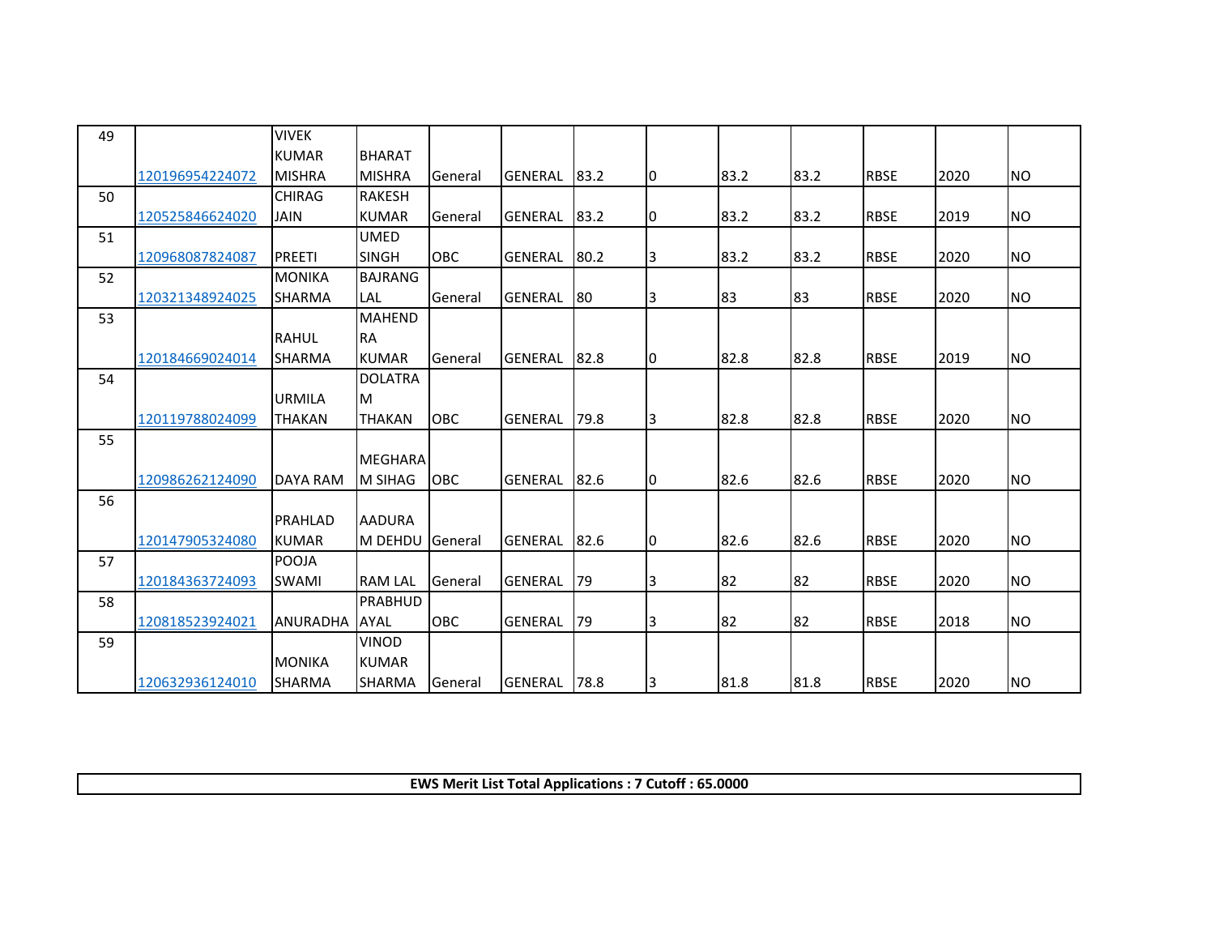| 49 | 120196954224072 | VIVEK KUMAR MISHRA | BHARAT MISHRA | General | GENERAL | 83.2 | 0 | 83.2 | 83.2 | RBSE | 2020 | NO |
|---|---|---|---|---|---|---|---|---|---|---|---|---|
| 50 | 120525846624020 | CHIRAG JAIN | RAKESH KUMAR | General | GENERAL | 83.2 | 0 | 83.2 | 83.2 | RBSE | 2019 | NO |
| 51 | 120968087824087 | PREETI | UMED SINGH | OBC | GENERAL | 80.2 | 3 | 83.2 | 83.2 | RBSE | 2020 | NO |
| 52 | 120321348924025 | MONIKA SHARMA | BAJRANG LAL | General | GENERAL | 80 | 3 | 83 | 83 | RBSE | 2020 | NO |
| 53 | 120184669024014 | RAHUL SHARMA | MAHENDRA KUMAR | General | GENERAL | 82.8 | 0 | 82.8 | 82.8 | RBSE | 2019 | NO |
| 54 | 120119788024099 | URMILA THAKAN | DOLATRAM THAKAN | OBC | GENERAL | 79.8 | 3 | 82.8 | 82.8 | RBSE | 2020 | NO |
| 55 | 120986262124090 | DAYA RAM | MEGHARAM SIHAG | OBC | GENERAL | 82.6 | 0 | 82.6 | 82.6 | RBSE | 2020 | NO |
| 56 | 120147905324080 | PRAHLAD KUMAR | AADURAM DEHDU | General | GENERAL | 82.6 | 0 | 82.6 | 82.6 | RBSE | 2020 | NO |
| 57 | 120184363724093 | POOJA SWAMI | RAM LAL | General | GENERAL | 79 | 3 | 82 | 82 | RBSE | 2020 | NO |
| 58 | 120818523924021 | ANURADHA | PRABHUDAYAL | OBC | GENERAL | 79 | 3 | 82 | 82 | RBSE | 2018 | NO |
| 59 | 120632936124010 | MONIKA SHARMA | VINOD KUMAR SHARMA | General | GENERAL | 78.8 | 3 | 81.8 | 81.8 | RBSE | 2020 | NO |

**EWS Merit List Total Applications : 7 Cutoff : 65.0000**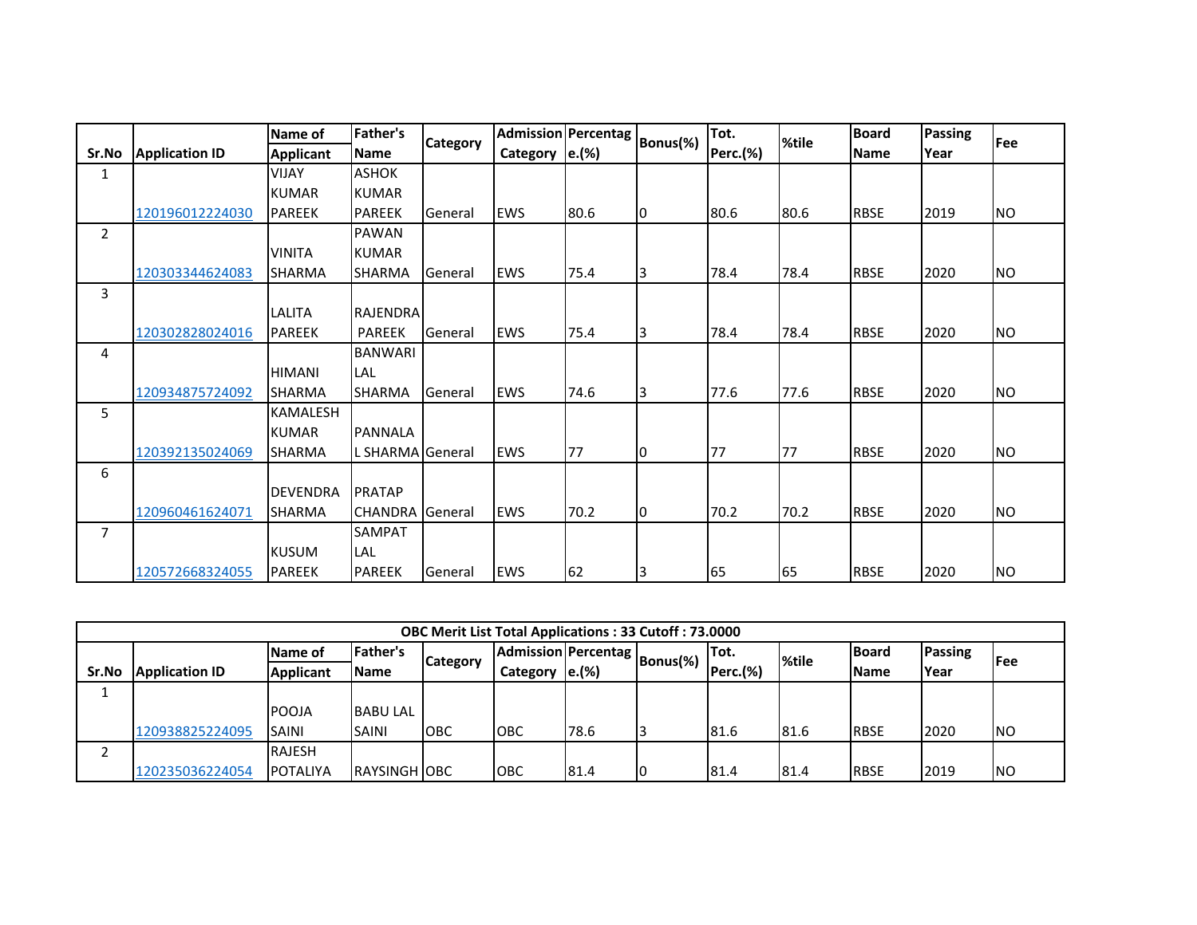| Sr.No | Application ID | Name of Applicant | Father's Name | Category | Admission Category | Percentage.(%) | Bonus(%) | Tot. Perc.(%) | %tile | Board Name | Passing Year | Fee |
|---|---|---|---|---|---|---|---|---|---|---|---|---|
| 1 | 120196012224030 | VIJAY KUMAR PAREEK | ASHOK KUMAR PAREEK | General | EWS | 80.6 | 0 | 80.6 | 80.6 | RBSE | 2019 | NO |
| 2 | 120303344624083 | VINITA SHARMA | PAWAN KUMAR SHARMA | General | EWS | 75.4 | 3 | 78.4 | 78.4 | RBSE | 2020 | NO |
| 3 | 120302828024016 | LALITA PAREEK | RAJENDRA PAREEK | General | EWS | 75.4 | 3 | 78.4 | 78.4 | RBSE | 2020 | NO |
| 4 | 120934875724092 | HIMANI SHARMA | BANWARI LAL SHARMA | General | EWS | 74.6 | 3 | 77.6 | 77.6 | RBSE | 2020 | NO |
| 5 | 120392135024069 | KAMALESH KUMAR SHARMA | PANNALAL SHARMA | General | EWS | 77 | 0 | 77 | 77 | RBSE | 2020 | NO |
| 6 | 120960461624071 | DEVENDRA SHARMA | PRATAP CHANDRA | General | EWS | 70.2 | 0 | 70.2 | 70.2 | RBSE | 2020 | NO |
| 7 | 120572668324055 | KUSUM PAREEK | SAMPAT LAL PAREEK | General | EWS | 62 | 3 | 65 | 65 | RBSE | 2020 | NO |

| OBC Merit List Total Applications : 33 Cutoff : 73.0000 | | | | | | | | | | | | |
|---|---|---|---|---|---|---|---|---|---|---|---|---|
| Sr.No | Application ID | Name of Applicant | Father's Name | Category | Admission Category | Percentage.(%) | Bonus(%) | Tot. Perc.(%) | %tile | Board Name | Passing Year | Fee |
| 1 | 120938825224095 | POOJA SAINI | BABU LAL SAINI | OBC | OBC | 78.6 | 3 | 81.6 | 81.6 | RBSE | 2020 | NO |
| 2 | 120235036224054 | RAJESH POTALIYA | RAYSINGH | OBC | OBC | 81.4 | 0 | 81.4 | 81.4 | RBSE | 2019 | NO |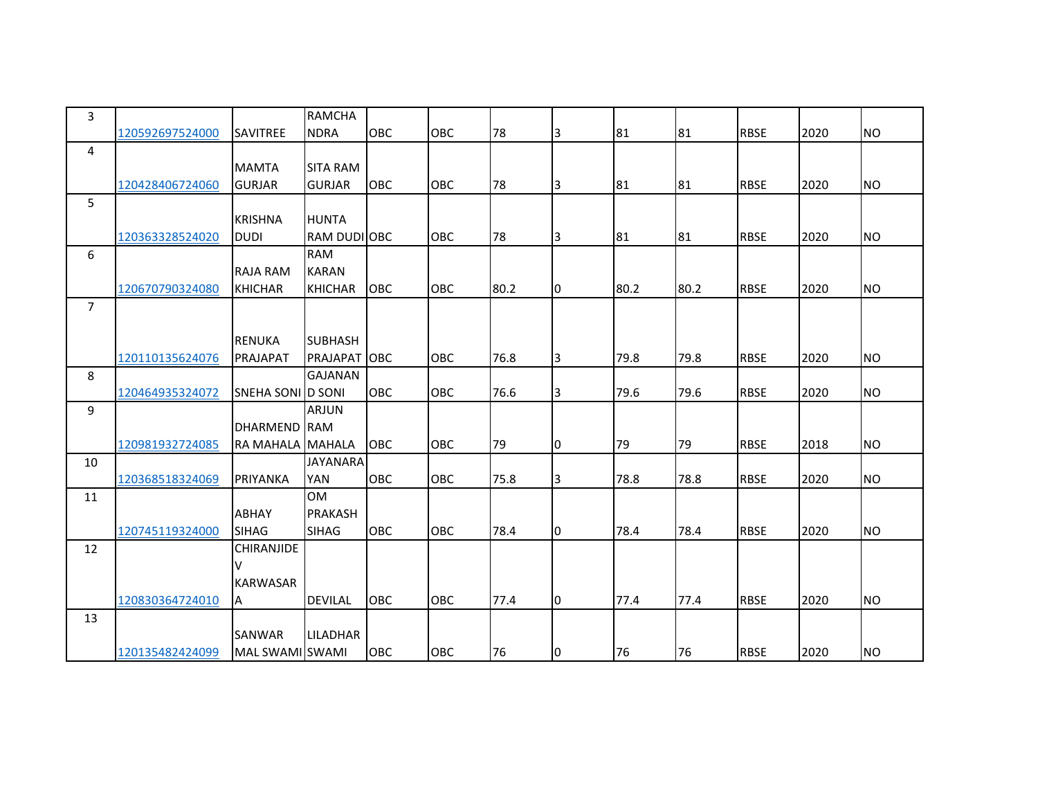| | | | | | | | | | | | | |
|---|---|---|---|---|---|---|---|---|---|---|---|---|
| 3 | 120592697524000 | SAVITREE | RAMCHANDRA | OBC | OBC | 78 | 3 | 81 | 81 | RBSE | 2020 | NO |
| 4 | 120428406724060 | MAMTA GURJAR | SITA RAM GURJAR | OBC | OBC | 78 | 3 | 81 | 81 | RBSE | 2020 | NO |
| 5 | 120363328524020 | KRISHNA DUDI | HUNTA RAM DUDI | OBC | OBC | 78 | 3 | 81 | 81 | RBSE | 2020 | NO |
| 6 | 120670790324080 | RAJA RAM KHICHAR | RAM KARAN KHICHAR | OBC | OBC | 80.2 | 0 | 80.2 | 80.2 | RBSE | 2020 | NO |
| 7 | 120110135624076 | RENUKA PRAJAPAT | SUBHASH PRAJAPAT | OBC | OBC | 76.8 | 3 | 79.8 | 79.8 | RBSE | 2020 | NO |
| 8 | 120464935324072 | SNEHA SONI | GAJANAND SONI | OBC | OBC | 76.6 | 3 | 79.6 | 79.6 | RBSE | 2020 | NO |
| 9 | 120981932724085 | DHARMENDRA MAHALA | ARJUN RAM MAHALA | OBC | OBC | 79 | 0 | 79 | 79 | RBSE | 2018 | NO |
| 10 | 120368518324069 | PRIYANKA | JAYANARAYAN | OBC | OBC | 75.8 | 3 | 78.8 | 78.8 | RBSE | 2020 | NO |
| 11 | 120745119324000 | ABHAY SIHAG | OM PRAKASH SIHAG | OBC | OBC | 78.4 | 0 | 78.4 | 78.4 | RBSE | 2020 | NO |
| 12 | 120830364724010 | CHIRANJIDEV KARWASARA | DEVILAL | OBC | OBC | 77.4 | 0 | 77.4 | 77.4 | RBSE | 2020 | NO |
| 13 | 120135482424099 | SANWAR MAL SWAMI | LILADHAR SWAMI | OBC | OBC | 76 | 0 | 76 | 76 | RBSE | 2020 | NO |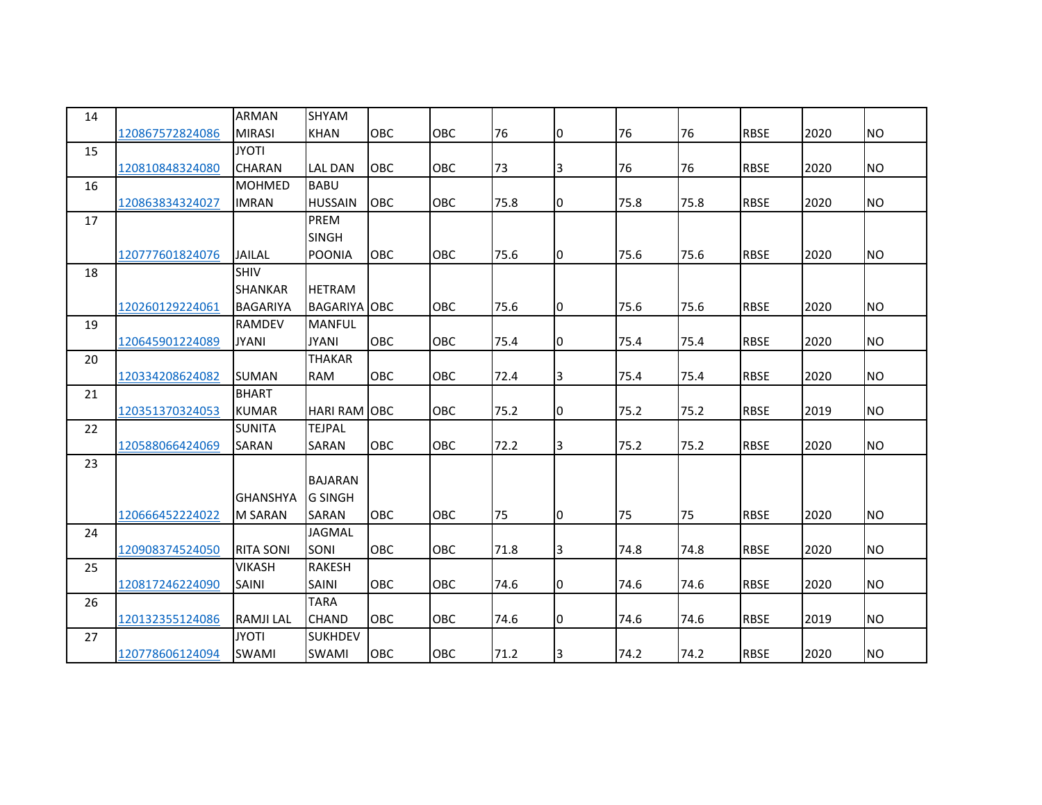| | | | | | | | | | | | | |
|---|---|---|---|---|---|---|---|---|---|---|---|---|
| 14 | 120867572824086 | ARMAN MIRASI | SHYAM KHAN | OBC | OBC | 76 | 0 | 76 | 76 | RBSE | 2020 | NO |
| 15 | 120810848324080 | JYOTI CHARAN | LAL DAN | OBC | OBC | 73 | 3 | 76 | 76 | RBSE | 2020 | NO |
| 16 | 120863834324027 | MOHMED IMRAN | BABU HUSSAIN | OBC | OBC | 75.8 | 0 | 75.8 | 75.8 | RBSE | 2020 | NO |
| 17 | 120777601824076 | JAILAL | PREM SINGH POONIA | OBC | OBC | 75.6 | 0 | 75.6 | 75.6 | RBSE | 2020 | NO |
| 18 | 120260129224061 | SHIV SHANKAR BAGARIYA | HETRAM BAGARIYA | OBC | OBC | 75.6 | 0 | 75.6 | 75.6 | RBSE | 2020 | NO |
| 19 | 120645901224089 | RAMDEV JYANI | MANFUL JYANI | OBC | OBC | 75.4 | 0 | 75.4 | 75.4 | RBSE | 2020 | NO |
| 20 | 120334208624082 | SUMAN | THAKAR RAM | OBC | OBC | 72.4 | 3 | 75.4 | 75.4 | RBSE | 2020 | NO |
| 21 | 120351370324053 | BHART KUMAR | HARI RAM | OBC | OBC | 75.2 | 0 | 75.2 | 75.2 | RBSE | 2019 | NO |
| 22 | 120588066424069 | SUNITA SARAN | TEJPAL SARAN | OBC | OBC | 72.2 | 3 | 75.2 | 75.2 | RBSE | 2020 | NO |
| 23 | 120666452224022 | GHANSHYAM SARAN | BAJARANG SINGH SARAN | OBC | OBC | 75 | 0 | 75 | 75 | RBSE | 2020 | NO |
| 24 | 120908374524050 | RITA SONI | JAGMAL SONI | OBC | OBC | 71.8 | 3 | 74.8 | 74.8 | RBSE | 2020 | NO |
| 25 | 120817246224090 | VIKASH SAINI | RAKESH SAINI | OBC | OBC | 74.6 | 0 | 74.6 | 74.6 | RBSE | 2020 | NO |
| 26 | 120132355124086 | RAMJI LAL | TARA CHAND | OBC | OBC | 74.6 | 0 | 74.6 | 74.6 | RBSE | 2019 | NO |
| 27 | 120778606124094 | JYOTI SWAMI | SUKHDEV SWAMI | OBC | OBC | 71.2 | 3 | 74.2 | 74.2 | RBSE | 2020 | NO |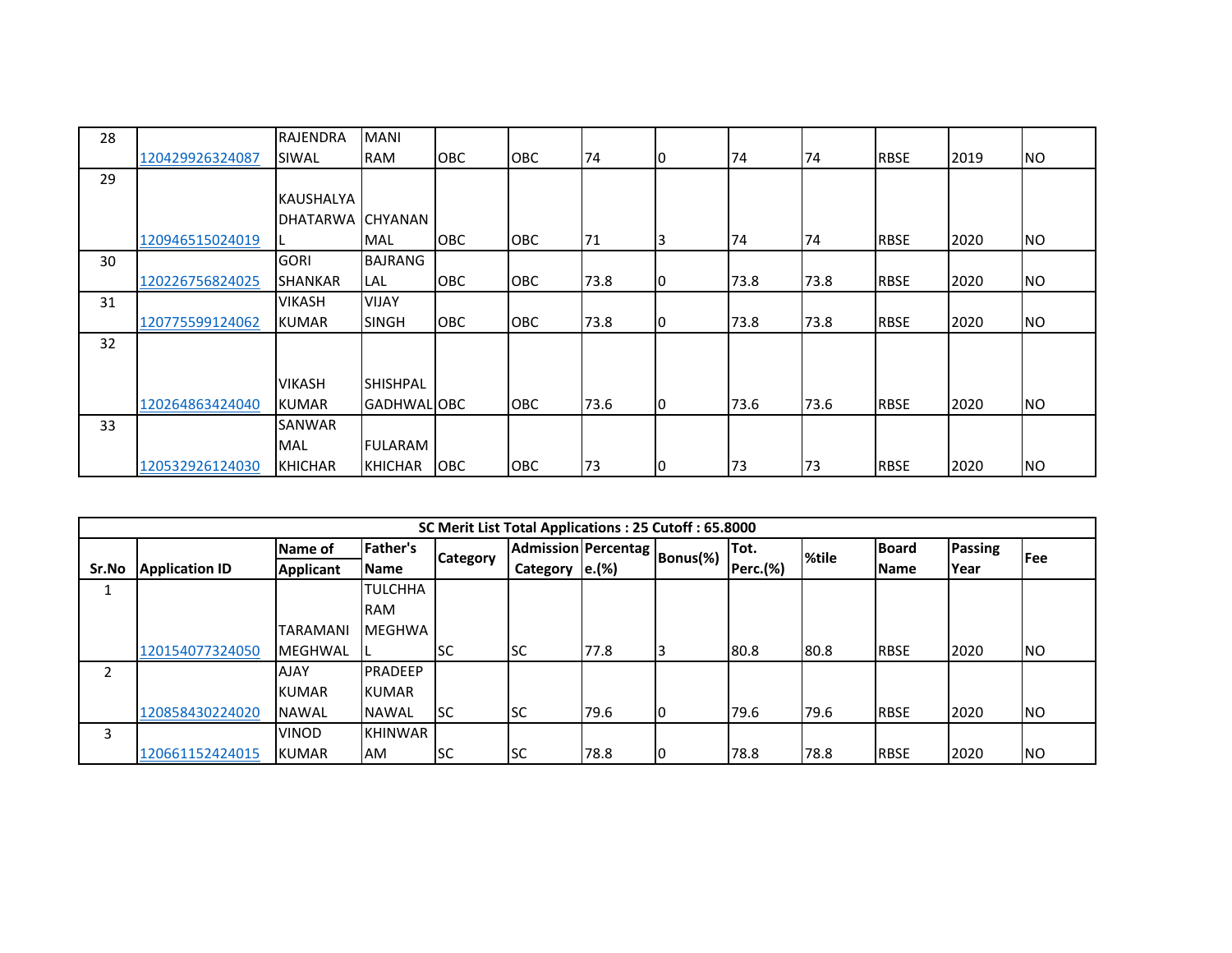| 28 | 120429926324087 | RAJENDRA SIWAL | MANI RAM | OBC | OBC | 74 | 0 | 74 | 74 | RBSE | 2019 | NO |
|---|---|---|---|---|---|---|---|---|---|---|---|---|
| 29 | 120946515024019 | KAUSHALYA DHATARWAL | CHYANAN MAL | OBC | OBC | 71 | 3 | 74 | 74 | RBSE | 2020 | NO |
| 30 | 120226756824025 | GORI SHANKAR | BAJRANG LAL | OBC | OBC | 73.8 | 0 | 73.8 | 73.8 | RBSE | 2020 | NO |
| 31 | 120775599124062 | VIKASH KUMAR | VIJAY SINGH | OBC | OBC | 73.8 | 0 | 73.8 | 73.8 | RBSE | 2020 | NO |
| 32 | 120264863424040 | VIKASH KUMAR | SHISHPAL GADHWAL | OBC | OBC | 73.6 | 0 | 73.6 | 73.6 | RBSE | 2020 | NO |
| 33 | 120532926124030 | SANWAR MAL KHICHAR | FULARAM KHICHAR | OBC | OBC | 73 | 0 | 73 | 73 | RBSE | 2020 | NO |

**SC Merit List Total Applications : 25 Cutoff : 65.8000**

| Sr.No | Application ID | Name of Applicant | Father's Name | Category | Admission Category | Percentage.(%) | Bonus(%) | Tot. Perc.(%) | %tile | Board Name | Passing Year | Fee |
|---|---|---|---|---|---|---|---|---|---|---|---|---|
| 1 | 120154077324050 | TARAMANI MEGHWAL | TULCHHA RAM MEGHWAL | SC | SC | 77.8 | 3 | 80.8 | 80.8 | RBSE | 2020 | NO |
| 2 | 120858430224020 | AJAY KUMAR NAWAL | PRADEEP KUMAR NAWAL | SC | SC | 79.6 | 0 | 79.6 | 79.6 | RBSE | 2020 | NO |
| 3 | 120661152424015 | VINOD KUMAR | KHINWARAM | SC | SC | 78.8 | 0 | 78.8 | 78.8 | RBSE | 2020 | NO |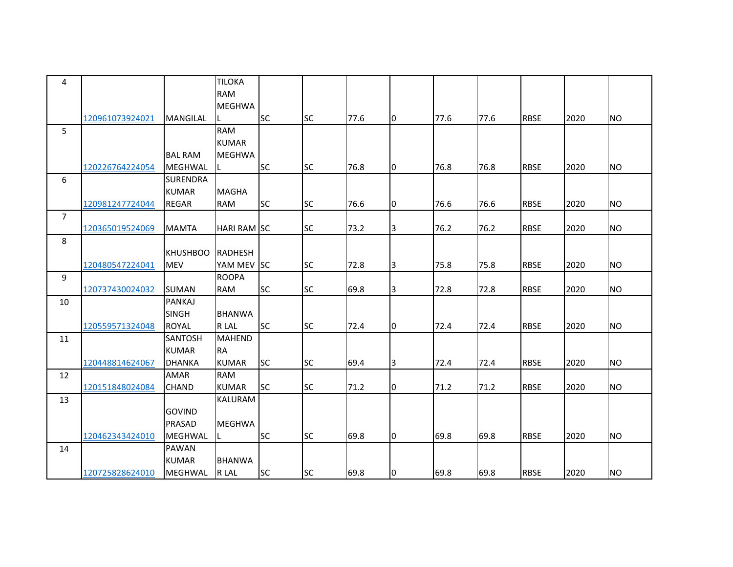| | | | | | | | | | | | | |
|---|---|---|---|---|---|---|---|---|---|---|---|---|
| 4 | 120961073924021 | MANGILAL | TILOKA RAM MEGHWAL | SC | SC | 77.6 | 0 | 77.6 | 77.6 | RBSE | 2020 | NO |
| 5 | 120226764224054 | BAL RAM MEGHWAL | RAM KUMAR MEGHWAL | SC | SC | 76.8 | 0 | 76.8 | 76.8 | RBSE | 2020 | NO |
| 6 | 120981247724044 | SURENDRA KUMAR REGAR | MAGHA RAM | SC | SC | 76.6 | 0 | 76.6 | 76.6 | RBSE | 2020 | NO |
| 7 | 120365019524069 | MAMTA | HARI RAM | SC | SC | 73.2 | 3 | 76.2 | 76.2 | RBSE | 2020 | NO |
| 8 | 120480547224041 | KHUSHBOO MEV | RADHESH YAM MEV | SC | SC | 72.8 | 3 | 75.8 | 75.8 | RBSE | 2020 | NO |
| 9 | 120737430024032 | SUMAN | ROOPA RAM | SC | SC | 69.8 | 3 | 72.8 | 72.8 | RBSE | 2020 | NO |
| 10 | 120559571324048 | PANKAJ SINGH ROYAL | BHANWA R LAL | SC | SC | 72.4 | 0 | 72.4 | 72.4 | RBSE | 2020 | NO |
| 11 | 120448814624067 | SANTOSH KUMAR DHANKA | MAHEND RA KUMAR | SC | SC | 69.4 | 3 | 72.4 | 72.4 | RBSE | 2020 | NO |
| 12 | 120151848024084 | AMAR CHAND | RAM KUMAR | SC | SC | 71.2 | 0 | 71.2 | 71.2 | RBSE | 2020 | NO |
| 13 | 120462343424010 | GOVIND PRASAD MEGHWAL | KALURAM MEGHWAL | SC | SC | 69.8 | 0 | 69.8 | 69.8 | RBSE | 2020 | NO |
| 14 | 120725828624010 | PAWAN KUMAR MEGHWAL | BHANWA R LAL | SC | SC | 69.8 | 0 | 69.8 | 69.8 | RBSE | 2020 | NO |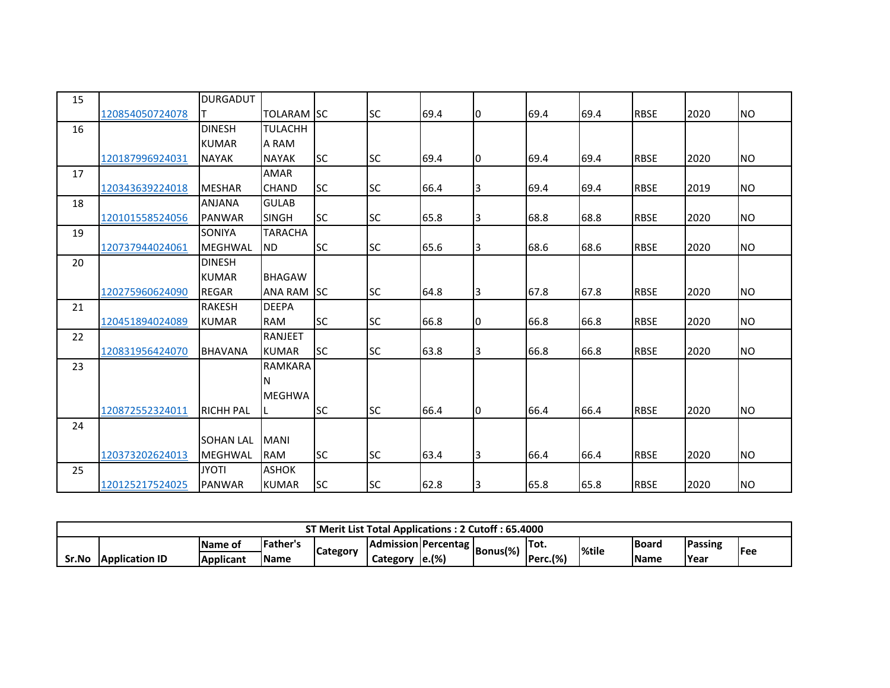| 15 | 120854050724078 | DURGADUTT | TOLARAM | SC | SC | 69.4 | 0 | 69.4 | 69.4 | RBSE | 2020 | NO |
|---|---|---|---|---|---|---|---|---|---|---|---|---|
| 16 | 120187996924031 | DINESH KUMAR NAYAK | TULACHHA RAM NAYAK | SC | SC | 69.4 | 0 | 69.4 | 69.4 | RBSE | 2020 | NO |
| 17 | 120343639224018 | MESHAR | AMAR CHAND | SC | SC | 66.4 | 3 | 69.4 | 69.4 | RBSE | 2019 | NO |
| 18 | 120101558524056 | ANJANA PANWAR | GULAB SINGH | SC | SC | 65.8 | 3 | 68.8 | 68.8 | RBSE | 2020 | NO |
| 19 | 120737944024061 | SONIYA MEGHWAL | TARACHAND | SC | SC | 65.6 | 3 | 68.6 | 68.6 | RBSE | 2020 | NO |
| 20 | 120275960624090 | DINESH KUMAR REGAR | BHAGAWANA RAM | SC | SC | 64.8 | 3 | 67.8 | 67.8 | RBSE | 2020 | NO |
| 21 | 120451894024089 | RAKESH KUMAR | DEEPA RAM | SC | SC | 66.8 | 0 | 66.8 | 66.8 | RBSE | 2020 | NO |
| 22 | 120831956424070 | BHAVANA | RANJEET KUMAR | SC | SC | 63.8 | 3 | 66.8 | 66.8 | RBSE | 2020 | NO |
| 23 | 120872552324011 | RICHH PAL | RAMKARAN MEGHWAL | SC | SC | 66.4 | 0 | 66.4 | 66.4 | RBSE | 2020 | NO |
| 24 | 120373202624013 | SOHAN LAL MEGHWAL | MANI RAM | SC | SC | 63.4 | 3 | 66.4 | 66.4 | RBSE | 2020 | NO |
| 25 | 120125217524025 | JYOTI PANWAR | ASHOK KUMAR | SC | SC | 62.8 | 3 | 65.8 | 65.8 | RBSE | 2020 | NO |

**ST Merit List Total Applications : 2 Cutoff : 65.4000**

| Sr.No | Application ID | Name of Applicant | Father's Name | Category | Admission Category | Percentage.(%) | Bonus(%) | Tot. Perc.(%) | %tile | Board Name | Passing Year | Fee |
|---|---|---|---|---|---|---|---|---|---|---|---|---|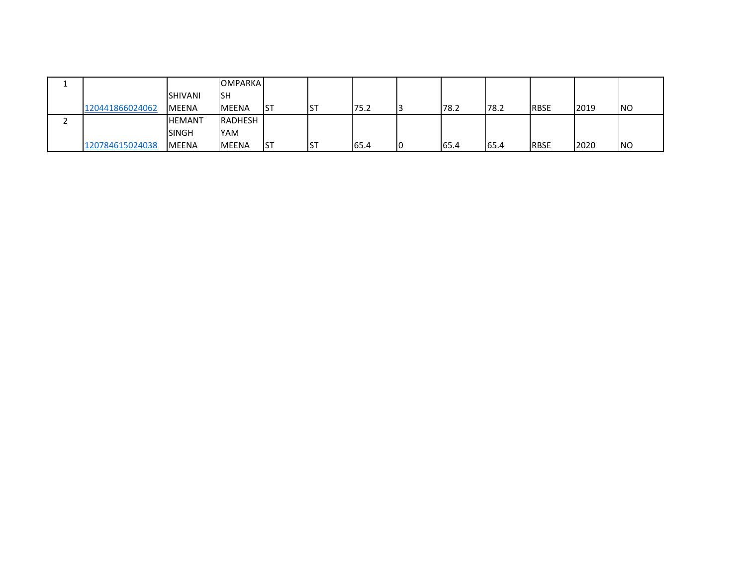| | | | | | | | | | | | | |
|---|---|---|---|---|---|---|---|---|---|---|---|---|
| 1 | 120441866024062 | SHIVANI MEENA | OMPARKASH MEENA | ST | ST | 75.2 | 3 | 78.2 | 78.2 | RBSE | 2019 | NO |
| 2 | 120784615024038 | HEMANT SINGH MEENA | RADHESHYAM MEENA | ST | ST | 65.4 | 0 | 65.4 | 65.4 | RBSE | 2020 | NO |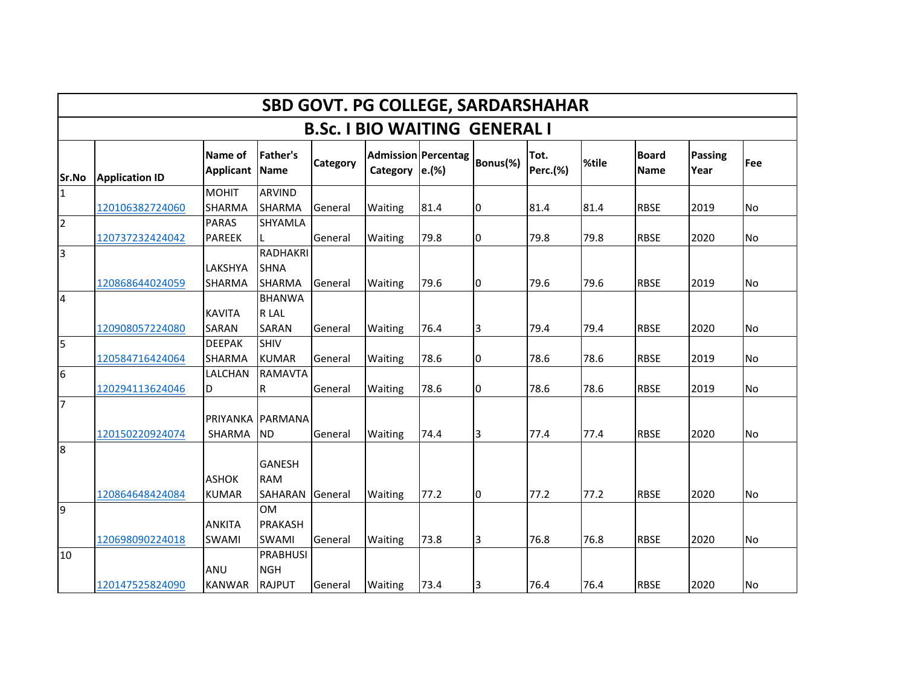# SBD GOVT. PG COLLEGE, SARDARSHAHAR

## B.Sc. I BIO WAITING GENERAL I

| Sr.No | Application ID | Name of Applicant | Father's Name | Category | Admission Category | Percentage.(%) | Bonus(%) | Tot. Perc.(%) | %tile | Board Name | Passing Year | Fee |
|---|---|---|---|---|---|---|---|---|---|---|---|---|
| 1 | 120106382724060 | MOHIT SHARMA | ARVIND SHARMA | General | Waiting | 81.4 | 0 | 81.4 | 81.4 | RBSE | 2019 | No |
| 2 | 120737232424042 | PARAS PAREEK | SHYAMLAL | General | Waiting | 79.8 | 0 | 79.8 | 79.8 | RBSE | 2020 | No |
| 3 | 120868644024059 | LAKSHYA SHARMA | RADHAKRISHNA SHARMA | General | Waiting | 79.6 | 0 | 79.6 | 79.6 | RBSE | 2019 | No |
| 4 | 120908057224080 | KAVITA SARAN | BHANWAR LAL SARAN | General | Waiting | 76.4 | 3 | 79.4 | 79.4 | RBSE | 2020 | No |
| 5 | 120584716424064 | DEEPAK SHARMA | SHIV KUMAR | General | Waiting | 78.6 | 0 | 78.6 | 78.6 | RBSE | 2019 | No |
| 6 | 120294113624046 | LALCHAND | RAMAVTAR | General | Waiting | 78.6 | 0 | 78.6 | 78.6 | RBSE | 2019 | No |
| 7 | 120150220924074 | PRIYANKA SHARMA | PARMANAND | General | Waiting | 74.4 | 3 | 77.4 | 77.4 | RBSE | 2020 | No |
| 8 | 120864648424084 | ASHOK KUMAR | GANESH RAM SAHARAN | General | Waiting | 77.2 | 0 | 77.2 | 77.2 | RBSE | 2020 | No |
| 9 | 120698090224018 | ANKITA SWAMI | OM PRAKASH SWAMI | General | Waiting | 73.8 | 3 | 76.8 | 76.8 | RBSE | 2020 | No |
| 10 | 120147525824090 | ANU KANWAR | PRABHUSINGH RAJPUT | General | Waiting | 73.4 | 3 | 76.4 | 76.4 | RBSE | 2020 | No |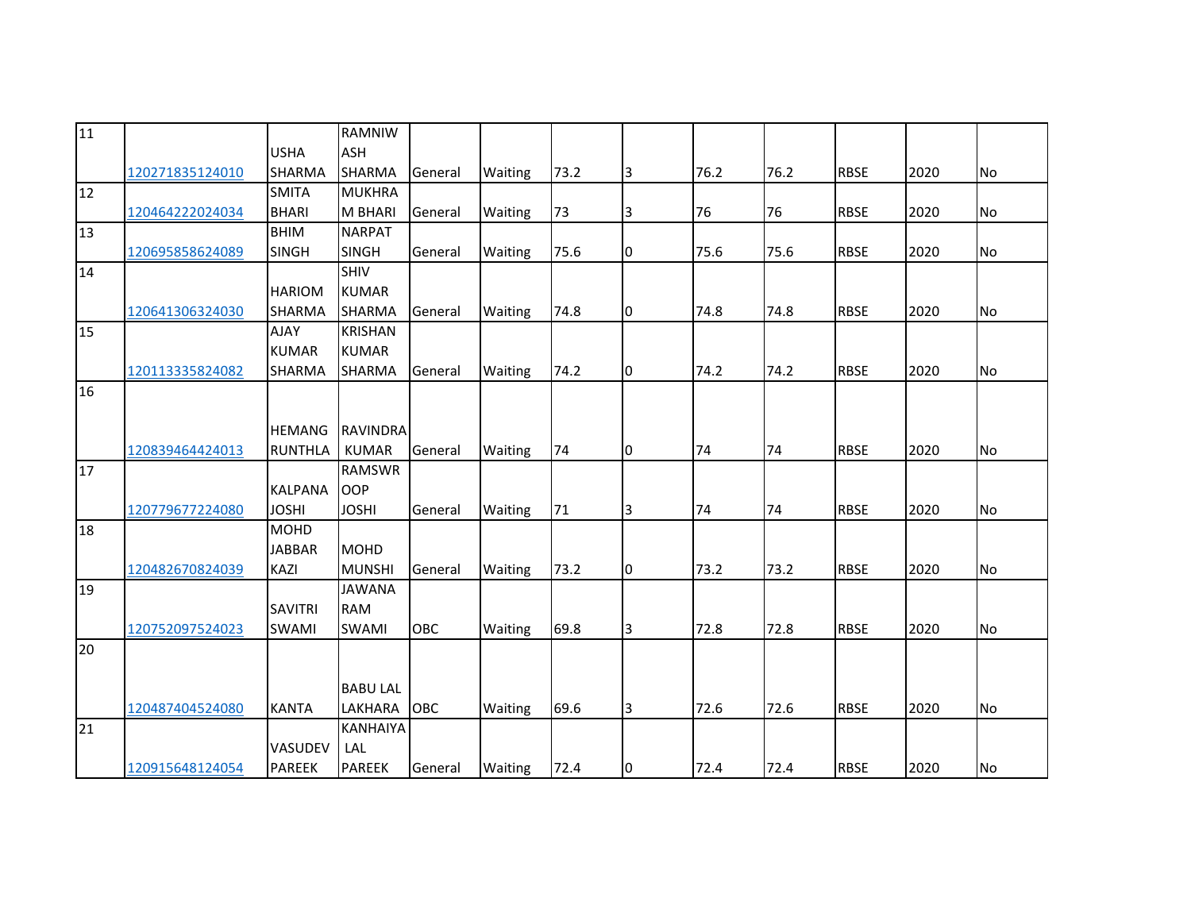| 11 | 120271835124010 | USHA SHARMA | RAMNIWASH SHARMA | General | Waiting | 73.2 | 3 | 76.2 | 76.2 | RBSE | 2020 | No |
|---|---|---|---|---|---|---|---|---|---|---|---|---|
| 12 | 120464222024034 | SMITA BHARI | MUKHRAM BHARI | General | Waiting | 73 | 3 | 76 | 76 | RBSE | 2020 | No |
| 13 | 120695858624089 | BHIM SINGH | NARPAT SINGH | General | Waiting | 75.6 | 0 | 75.6 | 75.6 | RBSE | 2020 | No |
| 14 | 120641306324030 | HARIOM SHARMA | SHIV KUMAR SHARMA | General | Waiting | 74.8 | 0 | 74.8 | 74.8 | RBSE | 2020 | No |
| 15 | 120113335824082 | AJAY KUMAR SHARMA | KRISHAN KUMAR SHARMA | General | Waiting | 74.2 | 0 | 74.2 | 74.2 | RBSE | 2020 | No |
| 16 | 120839464424013 | HEMANG RUNTHLA | RAVINDRA KUMAR | General | Waiting | 74 | 0 | 74 | 74 | RBSE | 2020 | No |
| 17 | 120779677224080 | KALPANA JOSHI | RAMSWROOP JOSHI | General | Waiting | 71 | 3 | 74 | 74 | RBSE | 2020 | No |
| 18 | 120482670824039 | MOHD JABBAR KAZI | MOHD MUNSHI | General | Waiting | 73.2 | 0 | 73.2 | 73.2 | RBSE | 2020 | No |
| 19 | 120752097524023 | SAVITRI SWAMI | JAWANA RAM SWAMI | OBC | Waiting | 69.8 | 3 | 72.8 | 72.8 | RBSE | 2020 | No |
| 20 | 120487404524080 | KANTA | BABU LAL LAKHARA | OBC | Waiting | 69.6 | 3 | 72.6 | 72.6 | RBSE | 2020 | No |
| 21 | 120915648124054 | VASUDEV PAREEK | KANHAIYA LAL PAREEK | General | Waiting | 72.4 | 0 | 72.4 | 72.4 | RBSE | 2020 | No |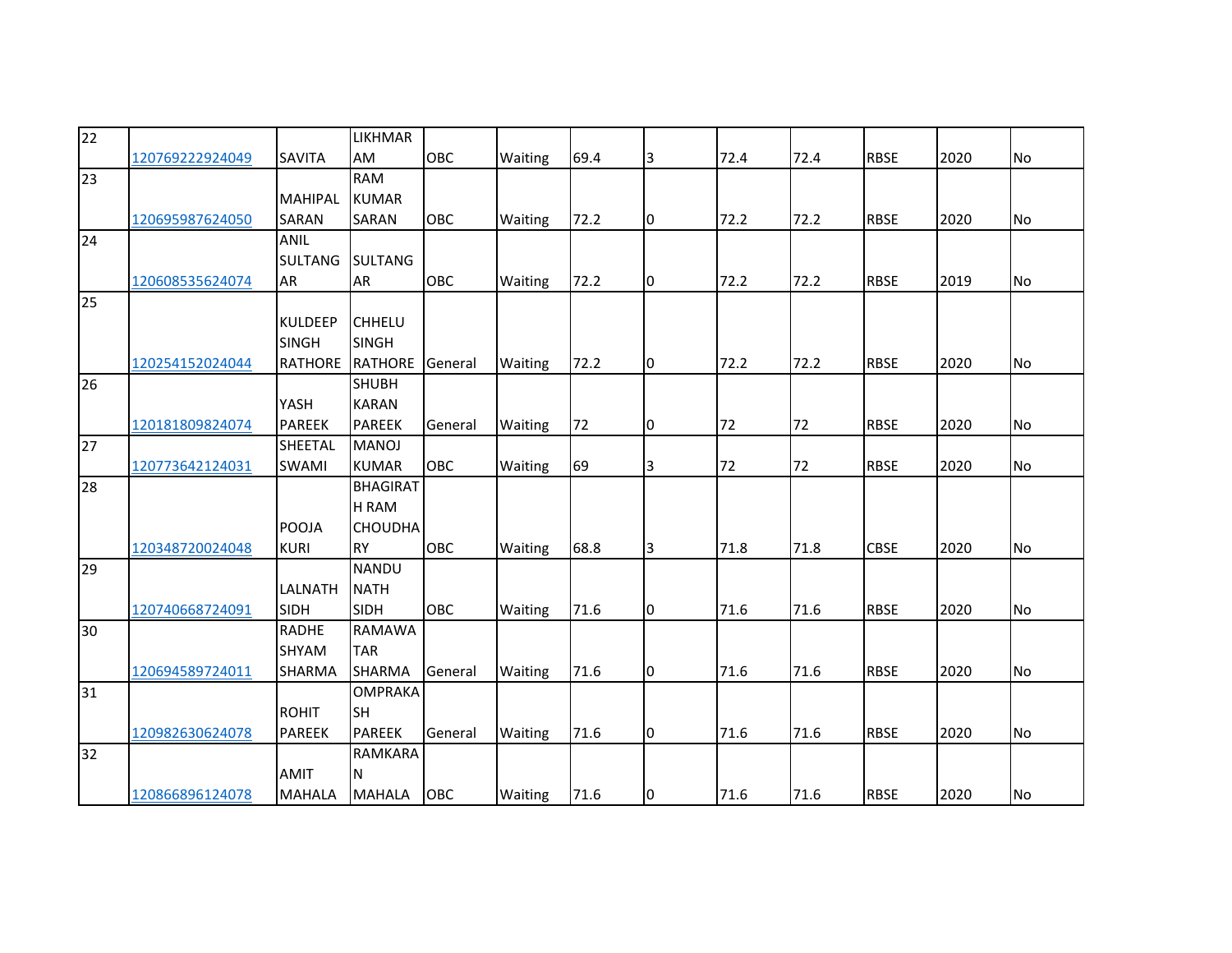| 22 | 120769222924049 | SAVITA | LIKHMARAM | OBC | Waiting | 69.4 | 3 | 72.4 | 72.4 | RBSE | 2020 | No |
|---|---|---|---|---|---|---|---|---|---|---|---|---|
| 23 | 120695987624050 | MAHIPAL SARAN | RAM KUMAR SARAN | OBC | Waiting | 72.2 | 0 | 72.2 | 72.2 | RBSE | 2020 | No |
| 24 | 120608535624074 | ANIL SULTANGAR | SULTANGAR | OBC | Waiting | 72.2 | 0 | 72.2 | 72.2 | RBSE | 2019 | No |
| 25 | 120254152024044 | KULDEEP SINGH RATHORE | CHHELU SINGH RATHORE | General | Waiting | 72.2 | 0 | 72.2 | 72.2 | RBSE | 2020 | No |
| 26 | 120181809824074 | YASH PAREEK | SHUBH KARAN PAREEK | General | Waiting | 72 | 0 | 72 | 72 | RBSE | 2020 | No |
| 27 | 120773642124031 | SHEETAL SWAMI | MANOJ KUMAR | OBC | Waiting | 69 | 3 | 72 | 72 | RBSE | 2020 | No |
| 28 | 120348720024048 | POOJA KURI | BHAGIRATH RAM CHOUDHARY | OBC | Waiting | 68.8 | 3 | 71.8 | 71.8 | CBSE | 2020 | No |
| 29 | 120740668724091 | LALNATH SIDH | NANDU NATH SIDH | OBC | Waiting | 71.6 | 0 | 71.6 | 71.6 | RBSE | 2020 | No |
| 30 | 120694589724011 | RADHE SHYAM SHARMA | RAMAWATAR SHARMA | General | Waiting | 71.6 | 0 | 71.6 | 71.6 | RBSE | 2020 | No |
| 31 | 120982630624078 | ROHIT PAREEK | OMPRAKASH PAREEK | General | Waiting | 71.6 | 0 | 71.6 | 71.6 | RBSE | 2020 | No |
| 32 | 120866896124078 | AMIT MAHALA | RAMKARAN MAHALA | OBC | Waiting | 71.6 | 0 | 71.6 | 71.6 | RBSE | 2020 | No |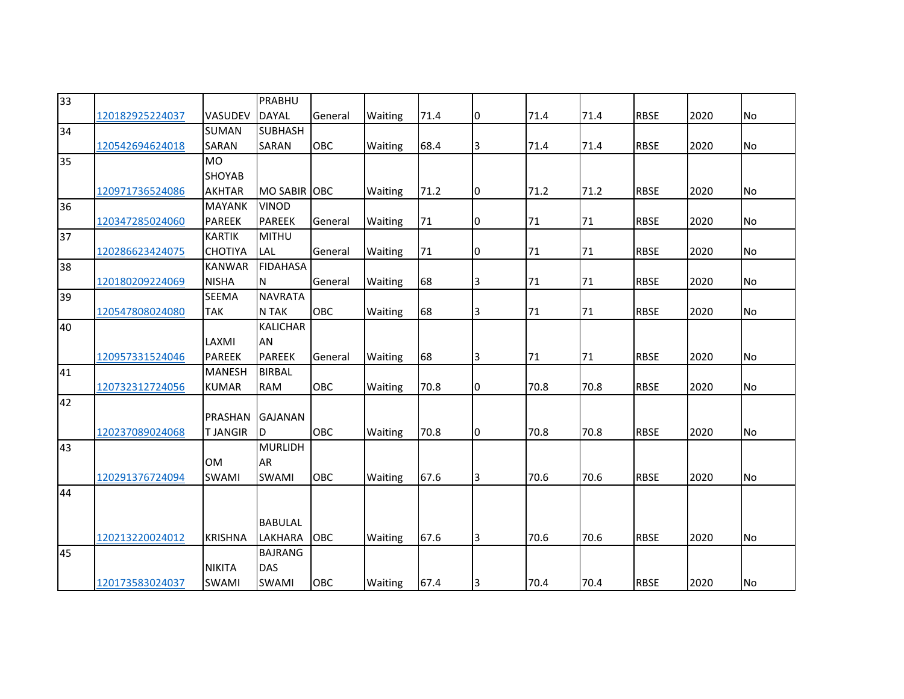| 33 | 120182925224037 | VASUDEV | PRABHU DAYAL | General | Waiting | 71.4 | 0 | 71.4 | 71.4 | RBSE | 2020 | No |
|---|---|---|---|---|---|---|---|---|---|---|---|---|
| 34 | 120542694624018 | SUMAN SARAN | SUBHASH SARAN | OBC | Waiting | 68.4 | 3 | 71.4 | 71.4 | RBSE | 2020 | No |
| 35 | 120971736524086 | MO SHOYAB AKHTAR | MO SABIR | OBC | Waiting | 71.2 | 0 | 71.2 | 71.2 | RBSE | 2020 | No |
| 36 | 120347285024060 | MAYANK PAREEK | VINOD PAREEK | General | Waiting | 71 | 0 | 71 | 71 | RBSE | 2020 | No |
| 37 | 120286623424075 | KARTIK CHOTIYA | MITHU LAL | General | Waiting | 71 | 0 | 71 | 71 | RBSE | 2020 | No |
| 38 | 120180209224069 | KANWAR NISHA | FIDAHASAN | General | Waiting | 68 | 3 | 71 | 71 | RBSE | 2020 | No |
| 39 | 120547808024080 | SEEMA TAK | NAVRATAN TAK | OBC | Waiting | 68 | 3 | 71 | 71 | RBSE | 2020 | No |
| 40 | 120957331524046 | LAXMI PAREEK | KALICHARAN PAREEK | General | Waiting | 68 | 3 | 71 | 71 | RBSE | 2020 | No |
| 41 | 120732312724056 | MANESH KUMAR | BIRBAL RAM | OBC | Waiting | 70.8 | 0 | 70.8 | 70.8 | RBSE | 2020 | No |
| 42 | 120237089024068 | PRASHANT JANGIR | GAJANAND | OBC | Waiting | 70.8 | 0 | 70.8 | 70.8 | RBSE | 2020 | No |
| 43 | 120291376724094 | OM SWAMI | MURLIDHAR SWAMI | OBC | Waiting | 67.6 | 3 | 70.6 | 70.6 | RBSE | 2020 | No |
| 44 | 120213220024012 | KRISHNA | BABULAL LAKHARA | OBC | Waiting | 67.6 | 3 | 70.6 | 70.6 | RBSE | 2020 | No |
| 45 | 120173583024037 | NIKITA SWAMI | BAJRANG DAS SWAMI | OBC | Waiting | 67.4 | 3 | 70.4 | 70.4 | RBSE | 2020 | No |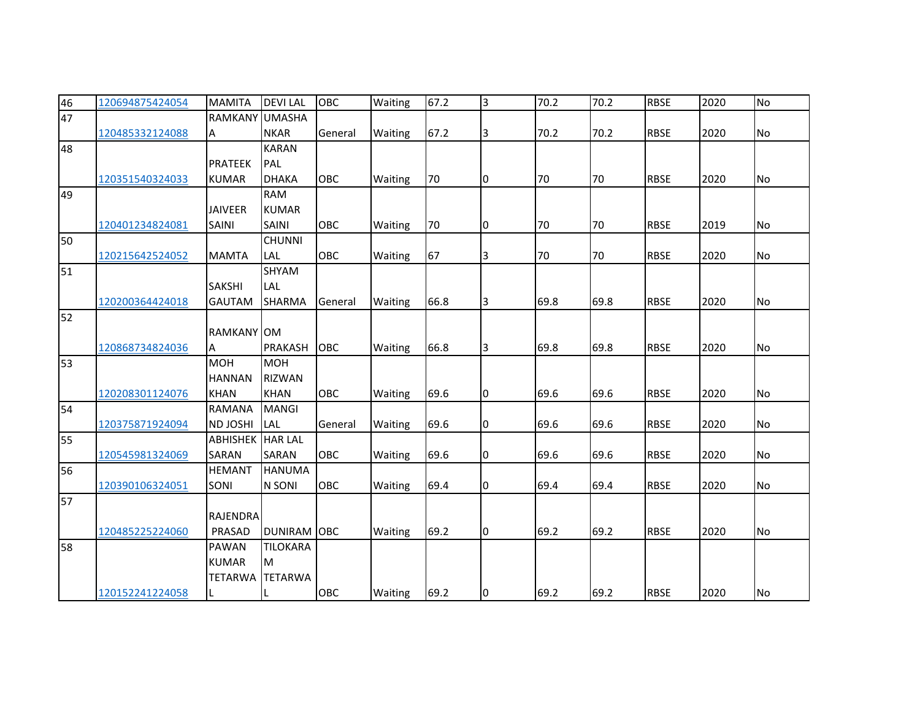| 46 | 120694875424054 | MAMITA | DEVI LAL | OBC | Waiting | 67.2 | 3 | 70.2 | 70.2 | RBSE | 2020 | No |
|---|---|---|---|---|---|---|---|---|---|---|---|---|
| 47 | 120485332124088 | RAMKANYA | UMASHANKAR | General | Waiting | 67.2 | 3 | 70.2 | 70.2 | RBSE | 2020 | No |
| 48 | 120351540324033 | PRATEEK KUMAR | KARAN PAL DHAKA | OBC | Waiting | 70 | 0 | 70 | 70 | RBSE | 2020 | No |
| 49 | 120401234824081 | JAIVEER SAINI | RAM KUMAR SAINI | OBC | Waiting | 70 | 0 | 70 | 70 | RBSE | 2019 | No |
| 50 | 120215642524052 | MAMTA | CHUNNI LAL | OBC | Waiting | 67 | 3 | 70 | 70 | RBSE | 2020 | No |
| 51 | 120200364424018 | SAKSHI GAUTAM | SHYAM LAL SHARMA | General | Waiting | 66.8 | 3 | 69.8 | 69.8 | RBSE | 2020 | No |
| 52 | 120868734824036 | RAMKANYA | OM PRAKASH | OBC | Waiting | 66.8 | 3 | 69.8 | 69.8 | RBSE | 2020 | No |
| 53 | 120208301124076 | MOH HANNAN KHAN | MOH RIZWAN KHAN | OBC | Waiting | 69.6 | 0 | 69.6 | 69.6 | RBSE | 2020 | No |
| 54 | 120375871924094 | RAMANAND JOSHI | MANGI LAL | General | Waiting | 69.6 | 0 | 69.6 | 69.6 | RBSE | 2020 | No |
| 55 | 120545981324069 | ABHISHEK SARAN | HAR LAL SARAN | OBC | Waiting | 69.6 | 0 | 69.6 | 69.6 | RBSE | 2020 | No |
| 56 | 120390106324051 | HEMANT SONI | HANUMAN SONI | OBC | Waiting | 69.4 | 0 | 69.4 | 69.4 | RBSE | 2020 | No |
| 57 | 120485225224060 | RAJENDRA PRASAD | DUNIRAM | OBC | Waiting | 69.2 | 0 | 69.2 | 69.2 | RBSE | 2020 | No |
| 58 | 120152241224058 | PAWAN KUMAR TETARWAL | TILOKARAM TETARWAL | OBC | Waiting | 69.2 | 0 | 69.2 | 69.2 | RBSE | 2020 | No |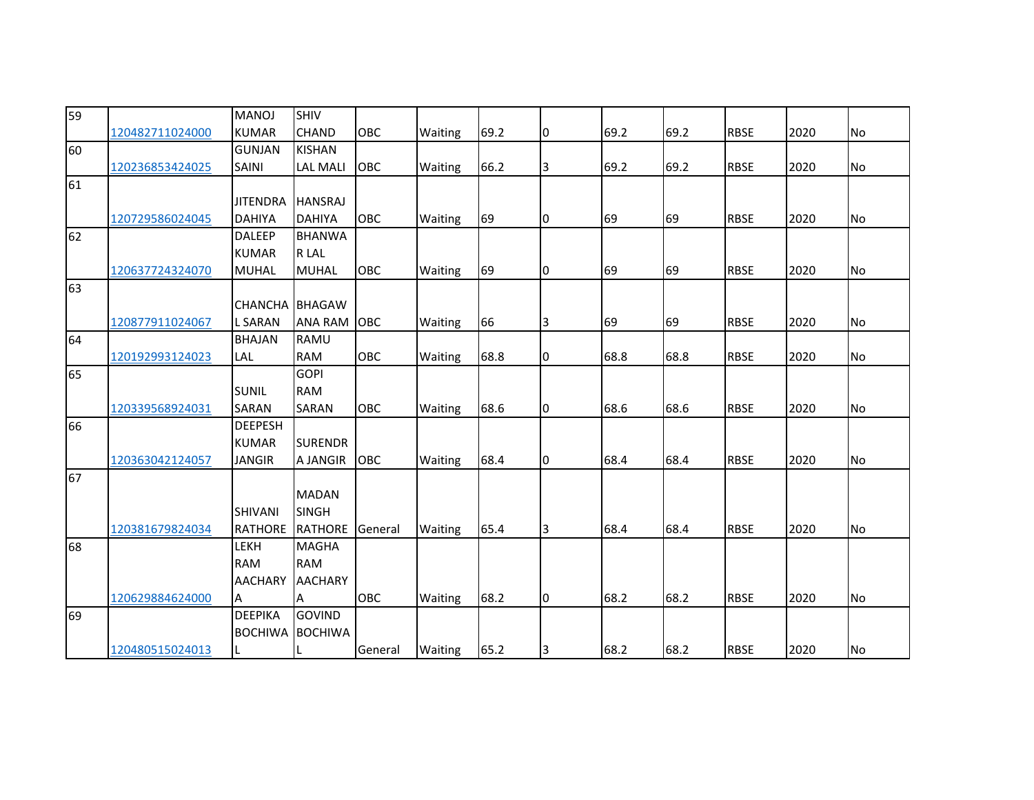| 59 | 120482711024000 | MANOJ KUMAR | SHIV CHAND | OBC | Waiting | 69.2 | 0 | 69.2 | 69.2 | RBSE | 2020 | No |
|---|---|---|---|---|---|---|---|---|---|---|---|---|
| 60 | 120236853424025 | GUNJAN SAINI | KISHAN LAL MALI | OBC | Waiting | 66.2 | 3 | 69.2 | 69.2 | RBSE | 2020 | No |
| 61 | 120729586024045 | JITENDRA DAHIYA | HANSRAJ DAHIYA | OBC | Waiting | 69 | 0 | 69 | 69 | RBSE | 2020 | No |
| 62 | 120637724324070 | DALEEP KUMAR MUHAL | BHANWAR LAL MUHAL | OBC | Waiting | 69 | 0 | 69 | 69 | RBSE | 2020 | No |
| 63 | 120877911024067 | CHANCHAL SARAN | BHAGAWANA RAM | OBC | Waiting | 66 | 3 | 69 | 69 | RBSE | 2020 | No |
| 64 | 120192993124023 | BHAJAN LAL | RAMU RAM | OBC | Waiting | 68.8 | 0 | 68.8 | 68.8 | RBSE | 2020 | No |
| 65 | 120339568924031 | SUNIL SARAN | GOPI RAM SARAN | OBC | Waiting | 68.6 | 0 | 68.6 | 68.6 | RBSE | 2020 | No |
| 66 | 120363042124057 | DEEPESH KUMAR JANGIR | SURENDRA JANGIR | OBC | Waiting | 68.4 | 0 | 68.4 | 68.4 | RBSE | 2020 | No |
| 67 | 120381679824034 | SHIVANI RATHORE | MADAN SINGH RATHORE | General | Waiting | 65.4 | 3 | 68.4 | 68.4 | RBSE | 2020 | No |
| 68 | 120629884624000 | LEKH RAM AACHARYA | MAGHA RAM AACHARYA | OBC | Waiting | 68.2 | 0 | 68.2 | 68.2 | RBSE | 2020 | No |
| 69 | 120480515024013 | DEEPIKA BOCHIWAL | GOVIND BOCHIWAL | General | Waiting | 65.2 | 3 | 68.2 | 68.2 | RBSE | 2020 | No |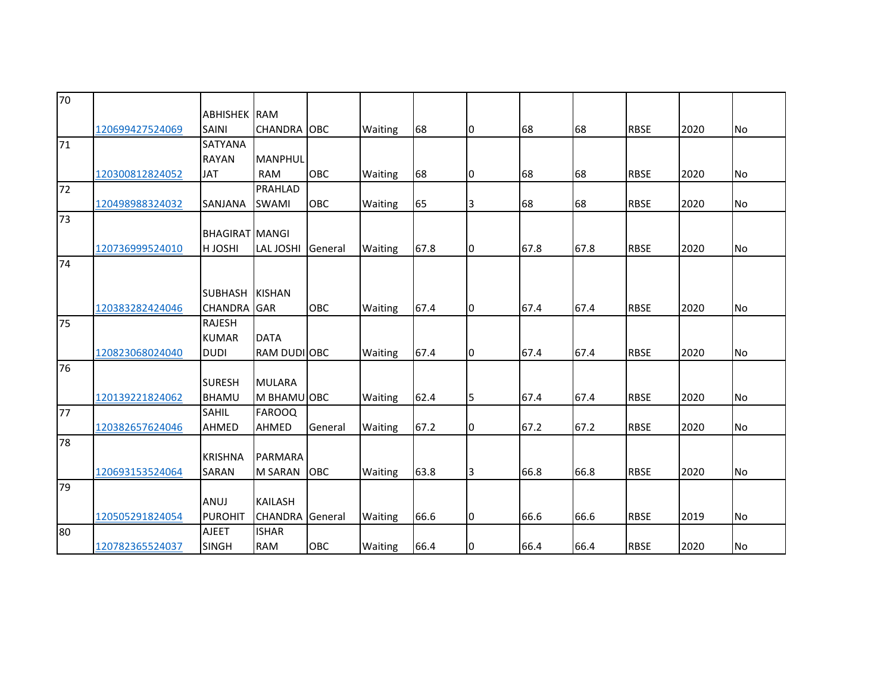| | | | | | | | | | | | | |
|---|---|---|---|---|---|---|---|---|---|---|---|---|
| 70 | 120699427524069 | ABHISHEK SAINI | RAM CHANDRA | OBC | Waiting | 68 | 0 | 68 | 68 | RBSE | 2020 | No |
| 71 | 120300812824052 | SATYANA RAYAN JAT | MANPHUL RAM | OBC | Waiting | 68 | 0 | 68 | 68 | RBSE | 2020 | No |
| 72 | 120498988324032 | SANJANA | PRAHLAD SWAMI | OBC | Waiting | 65 | 3 | 68 | 68 | RBSE | 2020 | No |
| 73 | 120736999524010 | BHAGIRAT H JOSHI | MANGI LAL JOSHI | General | Waiting | 67.8 | 0 | 67.8 | 67.8 | RBSE | 2020 | No |
| 74 | 120383282424046 | SUBHASH CHANDRA | KISHAN GAR | OBC | Waiting | 67.4 | 0 | 67.4 | 67.4 | RBSE | 2020 | No |
| 75 | 120823068024040 | RAJESH KUMAR DUDI | DATA RAM DUDI | OBC | Waiting | 67.4 | 0 | 67.4 | 67.4 | RBSE | 2020 | No |
| 76 | 120139221824062 | SURESH BHAMU | MULARA M BHAMU | OBC | Waiting | 62.4 | 5 | 67.4 | 67.4 | RBSE | 2020 | No |
| 77 | 120382657624046 | SAHIL AHMED | FAROOQ AHMED | General | Waiting | 67.2 | 0 | 67.2 | 67.2 | RBSE | 2020 | No |
| 78 | 120693153524064 | KRISHNA SARAN | PARMARA M SARAN | OBC | Waiting | 63.8 | 3 | 66.8 | 66.8 | RBSE | 2020 | No |
| 79 | 120505291824054 | ANUJ PUROHIT | KAILASH CHANDRA | General | Waiting | 66.6 | 0 | 66.6 | 66.6 | RBSE | 2019 | No |
| 80 | 120782365524037 | AJEET SINGH | ISHAR RAM | OBC | Waiting | 66.4 | 0 | 66.4 | 66.4 | RBSE | 2020 | No |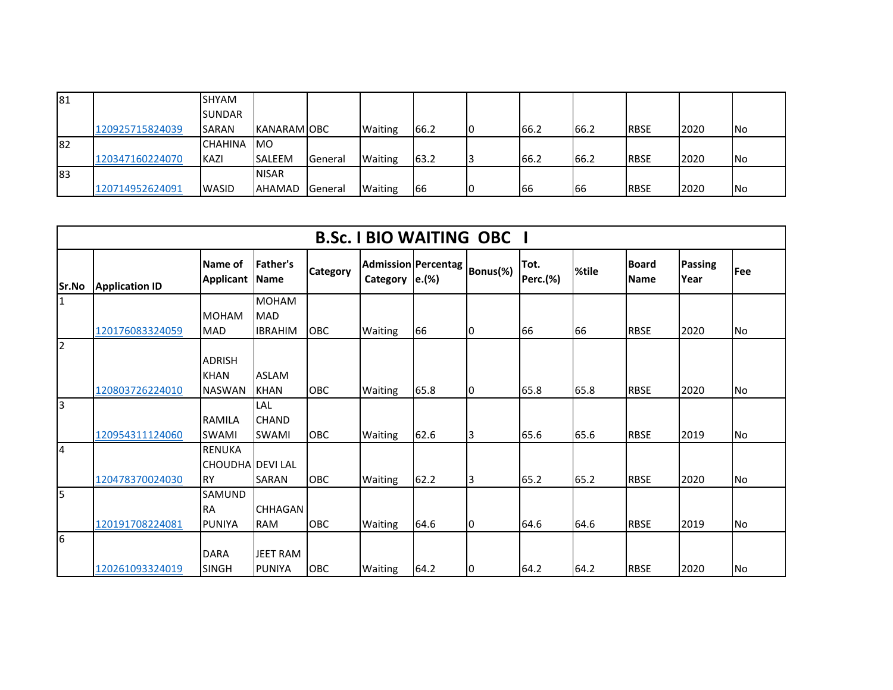| 81 | 120925715824039 | SHYAM SUNDAR SARAN | KANARAM | OBC | Waiting | 66.2 | 0 | 66.2 | 66.2 | RBSE | 2020 | No |
|---|---|---|---|---|---|---|---|---|---|---|---|---|
| 82 | 120347160224070 | CHAHINA KAZI | MO SALEEM | General | Waiting | 63.2 | 3 | 66.2 | 66.2 | RBSE | 2020 | No |
| 83 | 120714952624091 | WASID | NISAR AHAMAD | General | Waiting | 66 | 0 | 66 | 66 | RBSE | 2020 | No |

## B.Sc. I BIO WAITING OBC I

| Sr.No | Application ID | Name of Applicant | Father's Name | Category | Admission Category | Percentage.(%) | Bonus(%) | Tot. Perc.(%) | %tile | Board Name | Passing Year | Fee |
|---|---|---|---|---|---|---|---|---|---|---|---|---|
| 1 | 120176083324059 | MOHAMMAD | MOHAMMAD IBRAHIM | OBC | Waiting | 66 | 0 | 66 | 66 | RBSE | 2020 | No |
| 2 | 120803726224010 | ADRISH KHAN NASWAN | ASLAM KHAN | OBC | Waiting | 65.8 | 0 | 65.8 | 65.8 | RBSE | 2020 | No |
| 3 | 120954311124060 | RAMILA SWAMI | LAL CHAND SWAMI | OBC | Waiting | 62.6 | 3 | 65.6 | 65.6 | RBSE | 2019 | No |
| 4 | 120478370024030 | RENUKA CHOUDHARY | DEVI LAL SARAN | OBC | Waiting | 62.2 | 3 | 65.2 | 65.2 | RBSE | 2020 | No |
| 5 | 120191708224081 | SAMUNDRA PUNIYA | CHHAGAN RAM | OBC | Waiting | 64.6 | 0 | 64.6 | 64.6 | RBSE | 2019 | No |
| 6 | 120261093324019 | DARA SINGH | JEET RAM PUNIYA | OBC | Waiting | 64.2 | 0 | 64.2 | 64.2 | RBSE | 2020 | No |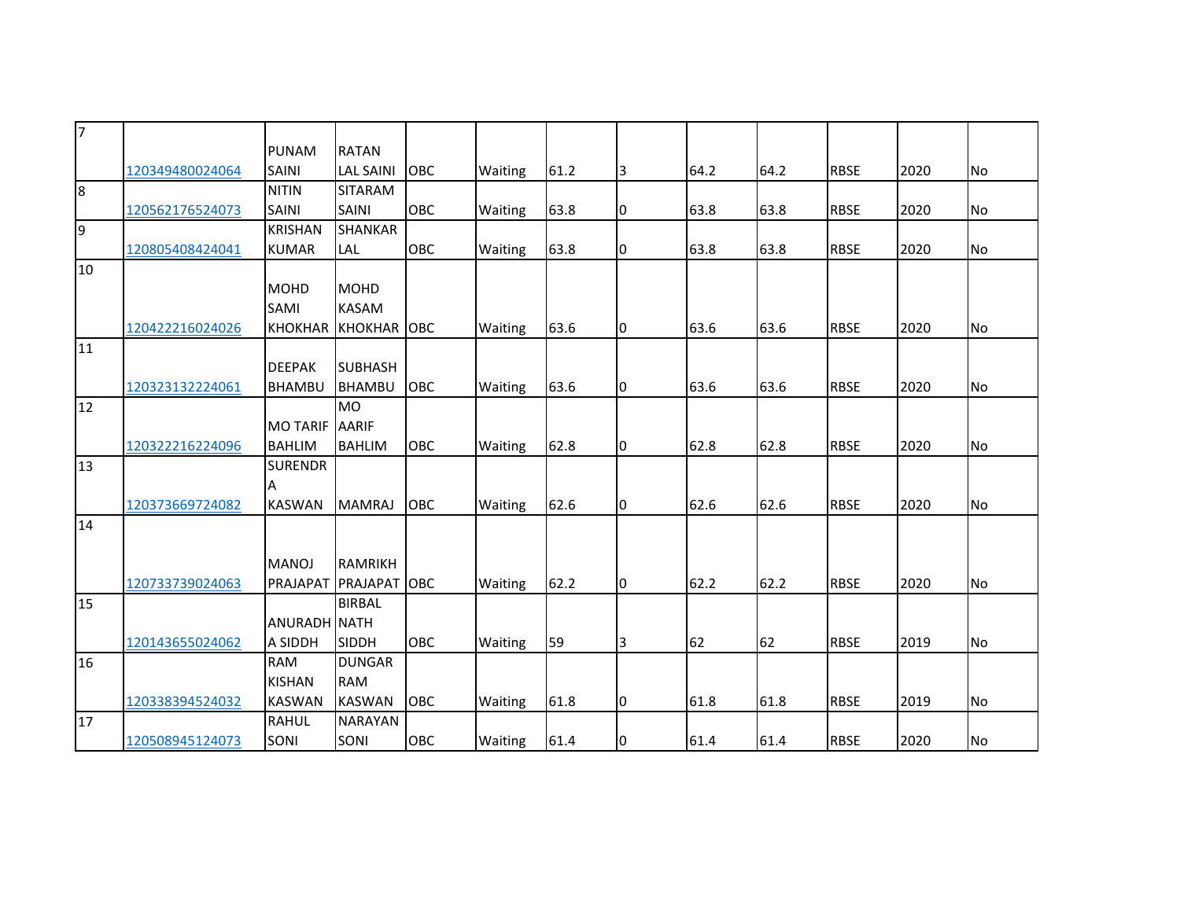| 7 | 120349480024064 | PUNAM SAINI | RATAN LAL SAINI | OBC | Waiting | 61.2 | 3 | 64.2 | 64.2 | RBSE | 2020 | No |
|---|---|---|---|---|---|---|---|---|---|---|---|---|
| 8 | 120562176524073 | NITIN SAINI | SITARAM SAINI | OBC | Waiting | 63.8 | 0 | 63.8 | 63.8 | RBSE | 2020 | No |
| 9 | 120805408424041 | KRISHAN KUMAR | SHANKAR LAL | OBC | Waiting | 63.8 | 0 | 63.8 | 63.8 | RBSE | 2020 | No |
| 10 | 120422216024026 | MOHD SAMI KHOKHAR | MOHD KASAM KHOKHAR | OBC | Waiting | 63.6 | 0 | 63.6 | 63.6 | RBSE | 2020 | No |
| 11 | 120323132224061 | DEEPAK BHAMBU | SUBHASH BHAMBU | OBC | Waiting | 63.6 | 0 | 63.6 | 63.6 | RBSE | 2020 | No |
| 12 | 120322216224096 | MO TARIF BAHLIM | MO AARIF BAHLIM | OBC | Waiting | 62.8 | 0 | 62.8 | 62.8 | RBSE | 2020 | No |
| 13 | 120373669724082 | SURENDRA KASWAN | MAMRAJ | OBC | Waiting | 62.6 | 0 | 62.6 | 62.6 | RBSE | 2020 | No |
| 14 | 120733739024063 | MANOJ PRAJAPAT | RAMRIKH PRAJAPAT | OBC | Waiting | 62.2 | 0 | 62.2 | 62.2 | RBSE | 2020 | No |
| 15 | 120143655024062 | ANURADHA SIDDH | BIRBAL NATH SIDDH | OBC | Waiting | 59 | 3 | 62 | 62 | RBSE | 2019 | No |
| 16 | 120338394524032 | RAM KISHAN KASWAN | DUNGAR RAM KASWAN | OBC | Waiting | 61.8 | 0 | 61.8 | 61.8 | RBSE | 2019 | No |
| 17 | 120508945124073 | RAHUL SONI | NARAYAN SONI | OBC | Waiting | 61.4 | 0 | 61.4 | 61.4 | RBSE | 2020 | No |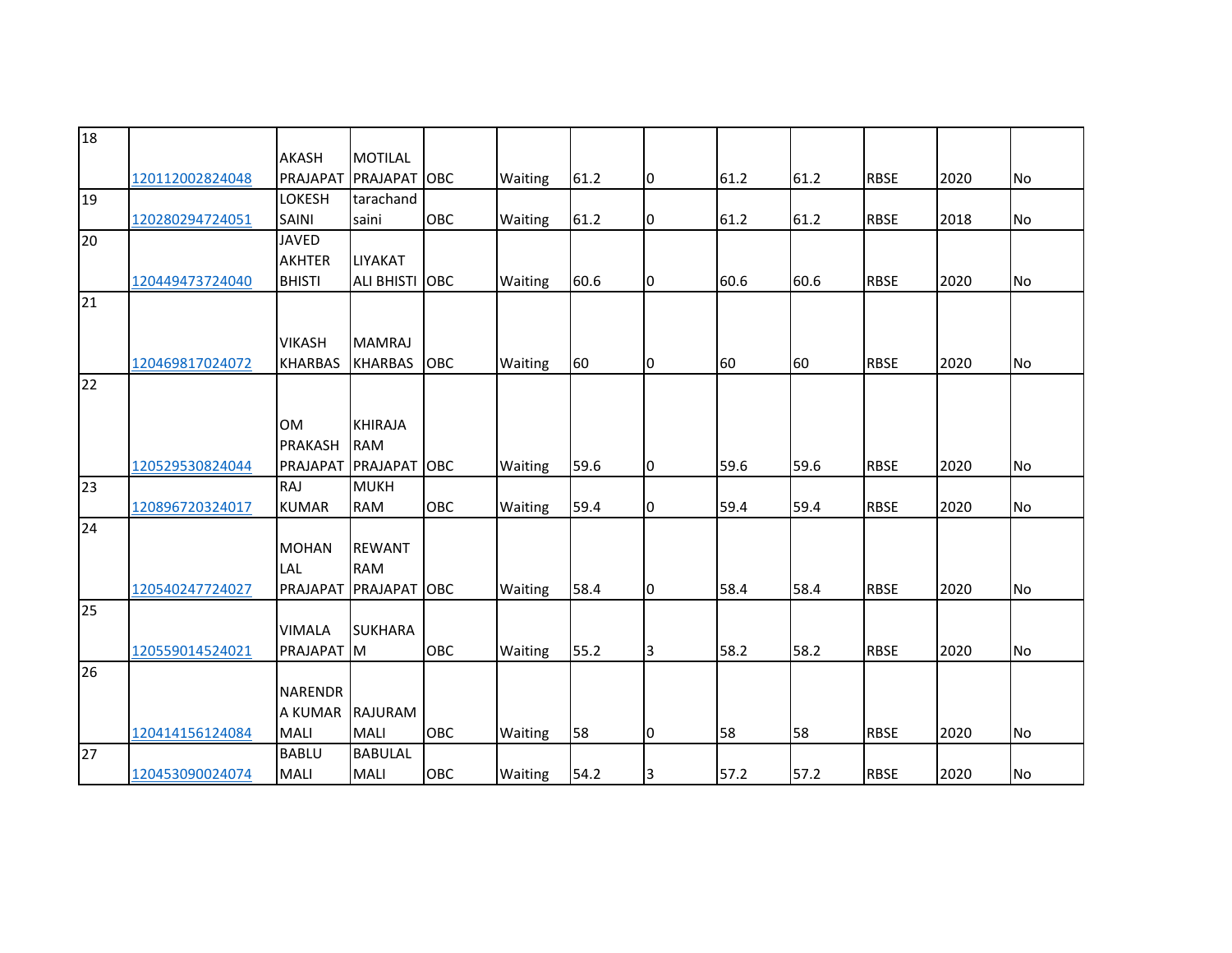| | | | | | | | | | | | | |
|---|---|---|---|---|---|---|---|---|---|---|---|---|
| 18 | 120112002824048 | AKASH PRAJAPAT | MOTILAL PRAJAPAT | OBC | Waiting | 61.2 | 0 | 61.2 | 61.2 | RBSE | 2020 | No |
| 19 | 120280294724051 | LOKESH SAINI | tarachand saini | OBC | Waiting | 61.2 | 0 | 61.2 | 61.2 | RBSE | 2018 | No |
| 20 | 120449473724040 | JAVED AKHTER BHISTI | LIYAKAT ALI BHISTI | OBC | Waiting | 60.6 | 0 | 60.6 | 60.6 | RBSE | 2020 | No |
| 21 | 120469817024072 | VIKASH KHARBAS | MAMRAJ KHARBAS | OBC | Waiting | 60 | 0 | 60 | 60 | RBSE | 2020 | No |
| 22 | 120529530824044 | OM PRAKASH PRAJAPAT | KHIRAJA RAM PRAJAPAT | OBC | Waiting | 59.6 | 0 | 59.6 | 59.6 | RBSE | 2020 | No |
| 23 | 120896720324017 | RAJ KUMAR | MUKH RAM | OBC | Waiting | 59.4 | 0 | 59.4 | 59.4 | RBSE | 2020 | No |
| 24 | 120540247724027 | MOHAN LAL PRAJAPAT | REWANT RAM PRAJAPAT | OBC | Waiting | 58.4 | 0 | 58.4 | 58.4 | RBSE | 2020 | No |
| 25 | 120559014524021 | VIMALA PRAJAPAT | SUKHARAM | OBC | Waiting | 55.2 | 3 | 58.2 | 58.2 | RBSE | 2020 | No |
| 26 | 120414156124084 | NARENDRA KUMAR MALI | RAJURAM MALI | OBC | Waiting | 58 | 0 | 58 | 58 | RBSE | 2020 | No |
| 27 | 120453090024074 | BABLU MALI | BABULAL MALI | OBC | Waiting | 54.2 | 3 | 57.2 | 57.2 | RBSE | 2020 | No |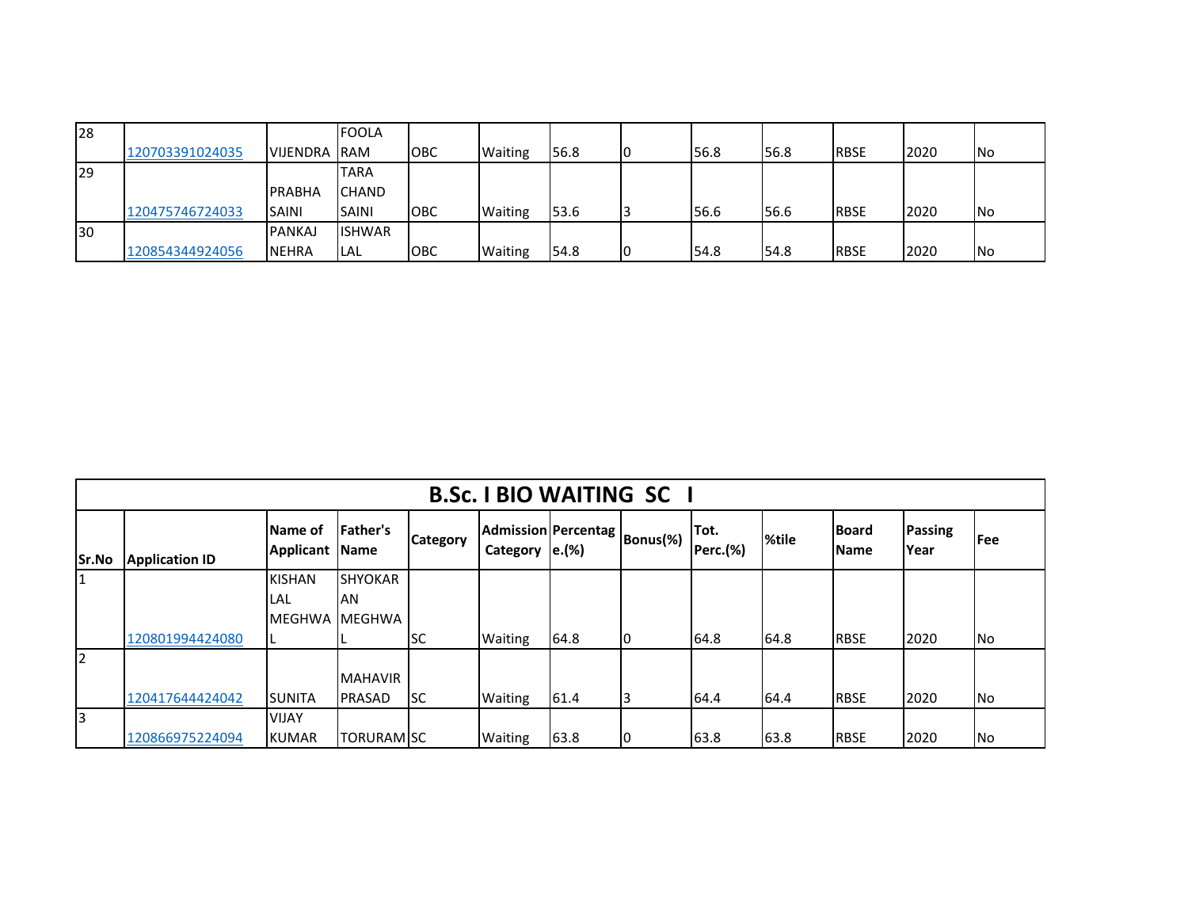| 28 | 120703391024035 | VIJENDRA | FOOLA RAM | OBC | Waiting | 56.8 | 0 | 56.8 | 56.8 | RBSE | 2020 | No |
|---|---|---|---|---|---|---|---|---|---|---|---|---|
| 29 | 120475746724033 | PRABHA SAINI | TARA CHAND SAINI | OBC | Waiting | 53.6 | 3 | 56.6 | 56.6 | RBSE | 2020 | No |
| 30 | 120854344924056 | PANKAJ NEHRA | ISHWAR LAL | OBC | Waiting | 54.8 | 0 | 54.8 | 54.8 | RBSE | 2020 | No |

## B.Sc. I BIO WAITING SC I

| Sr.No | Application ID | Name of Applicant | Father's Name | Category | Admission Category | Percentage.(%) | Bonus(%) | Tot. Perc.(%) | %tile | Board Name | Passing Year | Fee |
|---|---|---|---|---|---|---|---|---|---|---|---|---|
| 1 | 120801994424080 | KISHAN LAL MEGHWAL | SHYOKARAN MEGHWAL | SC | Waiting | 64.8 | 0 | 64.8 | 64.8 | RBSE | 2020 | No |
| 2 | 120417644424042 | SUNITA | MAHAVIR PRASAD | SC | Waiting | 61.4 | 3 | 64.4 | 64.4 | RBSE | 2020 | No |
| 3 | 120866975224094 | VIJAY KUMAR | TORURAM | SC | Waiting | 63.8 | 0 | 63.8 | 63.8 | RBSE | 2020 | No |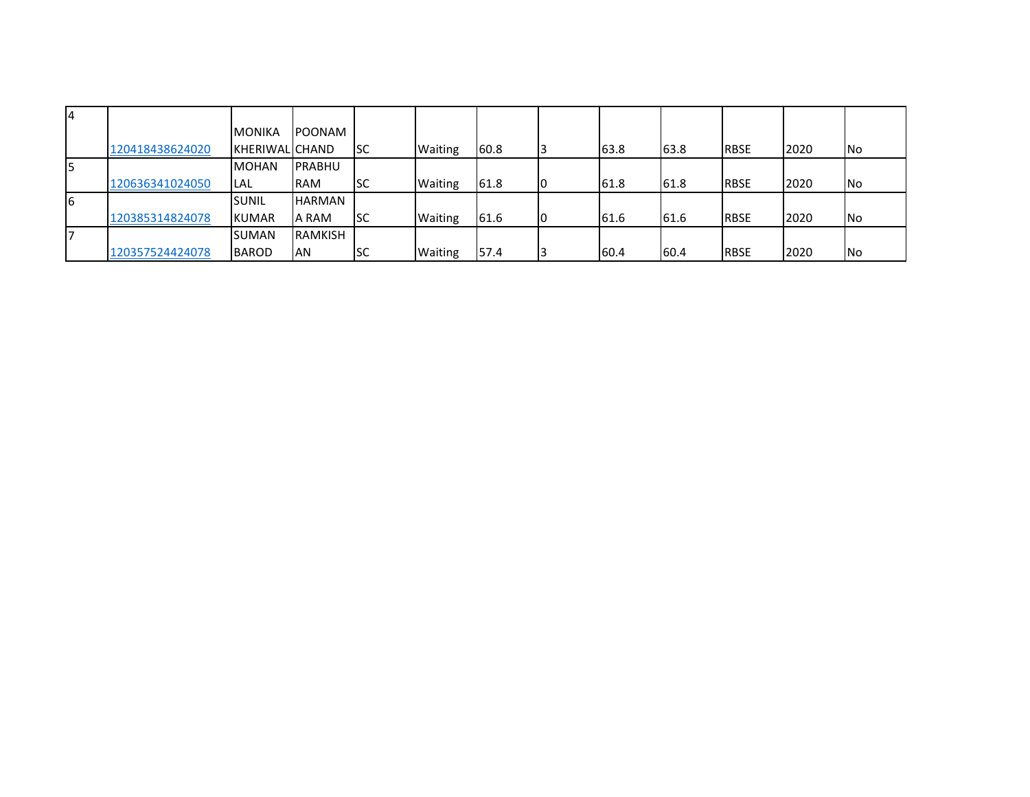| | | | | | | | | | | | | |
|---|---|---|---|---|---|---|---|---|---|---|---|---|
| 4 | 120418438624020 | MONIKA KHERIWAL | POONAM CHAND | SC | Waiting | 60.8 | 3 | 63.8 | 63.8 | RBSE | 2020 | No |
| 5 | 120636341024050 | MOHAN LAL | PRABHU RAM | SC | Waiting | 61.8 | 0 | 61.8 | 61.8 | RBSE | 2020 | No |
| 6 | 120385314824078 | SUNIL KUMAR | HARMANA RAM | SC | Waiting | 61.6 | 0 | 61.6 | 61.6 | RBSE | 2020 | No |
| 7 | 120357524424078 | SUMAN BAROD | RAMKISHAN | SC | Waiting | 57.4 | 3 | 60.4 | 60.4 | RBSE | 2020 | No |